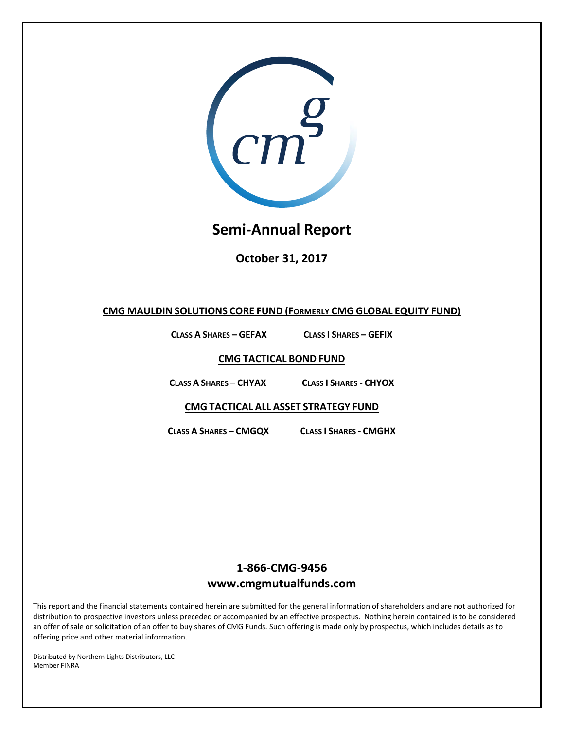# Semi-Annual Report

**October 31, 2017**

**CMG MAULDIN SOLUTIONS CORE FUND (FORMERLY CMG GLOBAL EQUITY FUND)**

**CLASS A SHARES – GEFAX** **CLASS I SHARES – GEFIX**

**CMG TACTICAL BOND FUND**

**CLASS A SHARES – CHYAX** **CLASS I SHARES - CHYOX**

**CMG TACTICAL ALL ASSET STRATEGY FUND**

**CLASS A SHARES – CMGQX** **CLASS I SHARES - CMGHX**

**1-866-CMG-9456**
**www.cmgmutualfunds.com**

This report and the financial statements contained herein are submitted for the general information of shareholders and are not authorized for distribution to prospective investors unless preceded or accompanied by an effective prospectus. Nothing herein contained is to be considered an offer of sale or solicitation of an offer to buy shares of CMG Funds. Such offering is made only by prospectus, which includes details as to offering price and other material information.

Distributed by Northern Lights Distributors, LLC
Member FINRA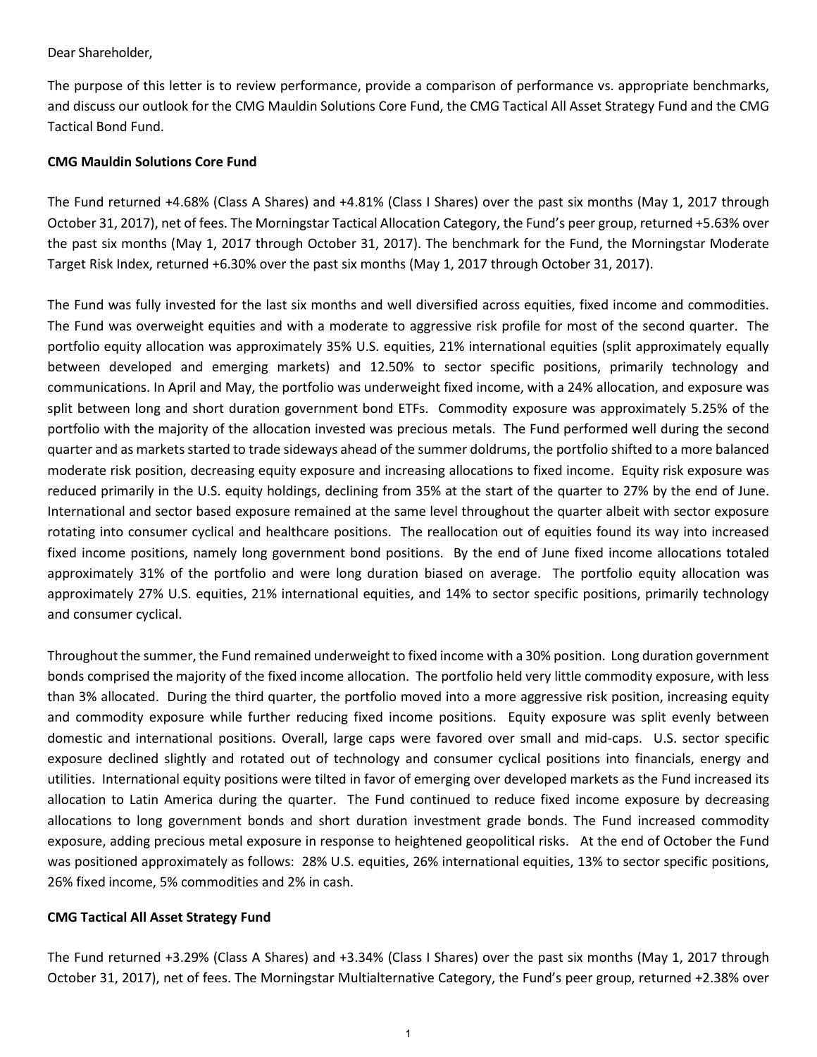Dear Shareholder,

The purpose of this letter is to review performance, provide a comparison of performance vs. appropriate benchmarks, and discuss our outlook for the CMG Mauldin Solutions Core Fund, the CMG Tactical All Asset Strategy Fund and the CMG Tactical Bond Fund.

**CMG Mauldin Solutions Core Fund**

The Fund returned +4.68% (Class A Shares) and +4.81% (Class I Shares) over the past six months (May 1, 2017 through October 31, 2017), net of fees. The Morningstar Tactical Allocation Category, the Fund's peer group, returned +5.63% over the past six months (May 1, 2017 through October 31, 2017). The benchmark for the Fund, the Morningstar Moderate Target Risk Index, returned +6.30% over the past six months (May 1, 2017 through October 31, 2017).

The Fund was fully invested for the last six months and well diversified across equities, fixed income and commodities. The Fund was overweight equities and with a moderate to aggressive risk profile for most of the second quarter. The portfolio equity allocation was approximately 35% U.S. equities, 21% international equities (split approximately equally between developed and emerging markets) and 12.50% to sector specific positions, primarily technology and communications. In April and May, the portfolio was underweight fixed income, with a 24% allocation, and exposure was split between long and short duration government bond ETFs. Commodity exposure was approximately 5.25% of the portfolio with the majority of the allocation invested was precious metals. The Fund performed well during the second quarter and as markets started to trade sideways ahead of the summer doldrums, the portfolio shifted to a more balanced moderate risk position, decreasing equity exposure and increasing allocations to fixed income. Equity risk exposure was reduced primarily in the U.S. equity holdings, declining from 35% at the start of the quarter to 27% by the end of June. International and sector based exposure remained at the same level throughout the quarter albeit with sector exposure rotating into consumer cyclical and healthcare positions. The reallocation out of equities found its way into increased fixed income positions, namely long government bond positions. By the end of June fixed income allocations totaled approximately 31% of the portfolio and were long duration biased on average. The portfolio equity allocation was approximately 27% U.S. equities, 21% international equities, and 14% to sector specific positions, primarily technology and consumer cyclical.

Throughout the summer, the Fund remained underweight to fixed income with a 30% position. Long duration government bonds comprised the majority of the fixed income allocation. The portfolio held very little commodity exposure, with less than 3% allocated. During the third quarter, the portfolio moved into a more aggressive risk position, increasing equity and commodity exposure while further reducing fixed income positions. Equity exposure was split evenly between domestic and international positions. Overall, large caps were favored over small and mid-caps. U.S. sector specific exposure declined slightly and rotated out of technology and consumer cyclical positions into financials, energy and utilities. International equity positions were tilted in favor of emerging over developed markets as the Fund increased its allocation to Latin America during the quarter. The Fund continued to reduce fixed income exposure by decreasing allocations to long government bonds and short duration investment grade bonds. The Fund increased commodity exposure, adding precious metal exposure in response to heightened geopolitical risks. At the end of October the Fund was positioned approximately as follows: 28% U.S. equities, 26% international equities, 13% to sector specific positions, 26% fixed income, 5% commodities and 2% in cash.

**CMG Tactical All Asset Strategy Fund**

The Fund returned +3.29% (Class A Shares) and +3.34% (Class I Shares) over the past six months (May 1, 2017 through October 31, 2017), net of fees. The Morningstar Multialternative Category, the Fund's peer group, returned +2.38% over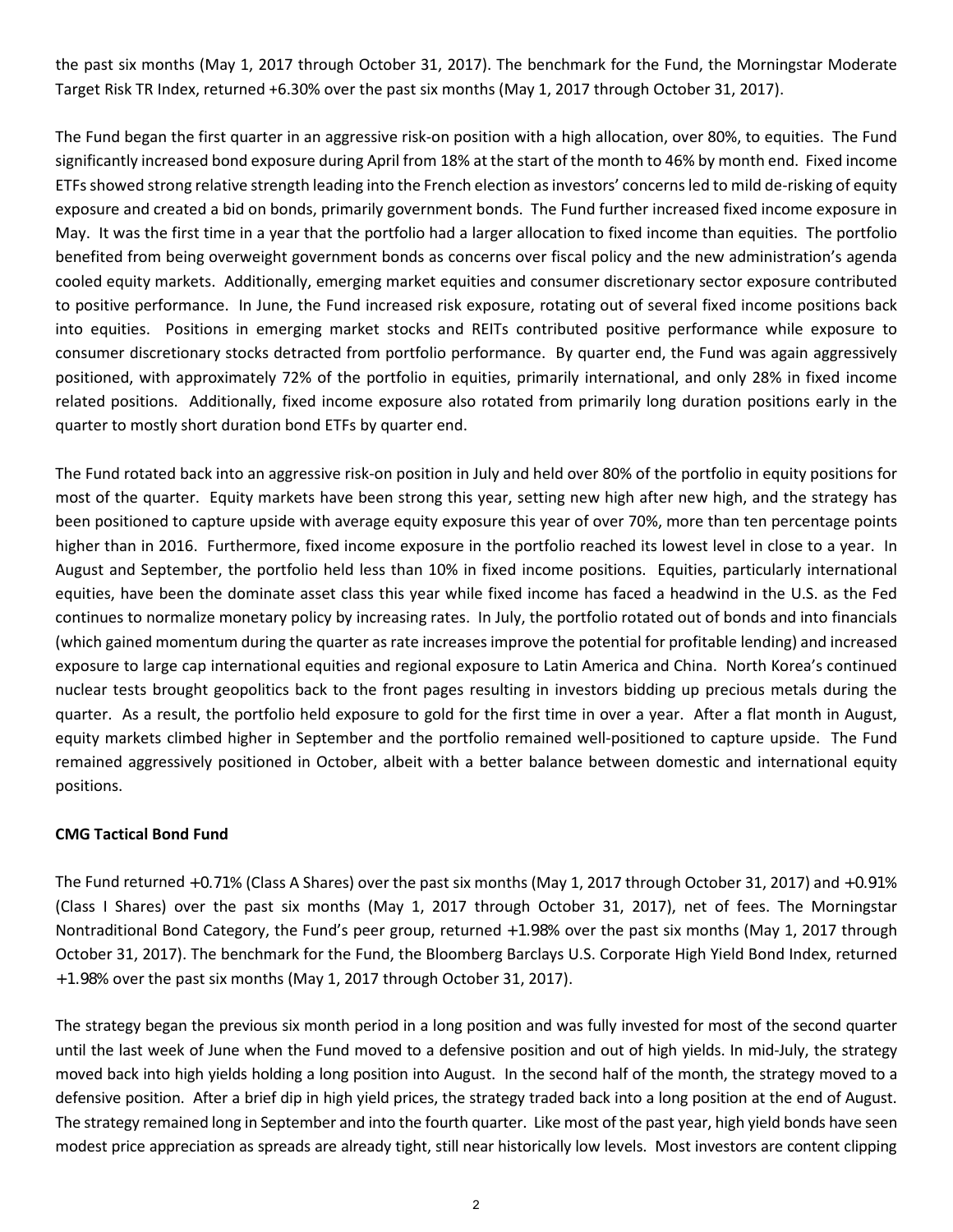the past six months (May 1, 2017 through October 31, 2017). The benchmark for the Fund, the Morningstar Moderate Target Risk TR Index, returned +6.30% over the past six months (May 1, 2017 through October 31, 2017).

The Fund began the first quarter in an aggressive risk-on position with a high allocation, over 80%, to equities. The Fund significantly increased bond exposure during April from 18% at the start of the month to 46% by month end. Fixed income ETFs showed strong relative strength leading into the French election as investors' concerns led to mild de-risking of equity exposure and created a bid on bonds, primarily government bonds. The Fund further increased fixed income exposure in May. It was the first time in a year that the portfolio had a larger allocation to fixed income than equities. The portfolio benefited from being overweight government bonds as concerns over fiscal policy and the new administration's agenda cooled equity markets. Additionally, emerging market equities and consumer discretionary sector exposure contributed to positive performance. In June, the Fund increased risk exposure, rotating out of several fixed income positions back into equities. Positions in emerging market stocks and REITs contributed positive performance while exposure to consumer discretionary stocks detracted from portfolio performance. By quarter end, the Fund was again aggressively positioned, with approximately 72% of the portfolio in equities, primarily international, and only 28% in fixed income related positions. Additionally, fixed income exposure also rotated from primarily long duration positions early in the quarter to mostly short duration bond ETFs by quarter end.

The Fund rotated back into an aggressive risk-on position in July and held over 80% of the portfolio in equity positions for most of the quarter. Equity markets have been strong this year, setting new high after new high, and the strategy has been positioned to capture upside with average equity exposure this year of over 70%, more than ten percentage points higher than in 2016. Furthermore, fixed income exposure in the portfolio reached its lowest level in close to a year. In August and September, the portfolio held less than 10% in fixed income positions. Equities, particularly international equities, have been the dominate asset class this year while fixed income has faced a headwind in the U.S. as the Fed continues to normalize monetary policy by increasing rates. In July, the portfolio rotated out of bonds and into financials (which gained momentum during the quarter as rate increases improve the potential for profitable lending) and increased exposure to large cap international equities and regional exposure to Latin America and China. North Korea's continued nuclear tests brought geopolitics back to the front pages resulting in investors bidding up precious metals during the quarter. As a result, the portfolio held exposure to gold for the first time in over a year. After a flat month in August, equity markets climbed higher in September and the portfolio remained well-positioned to capture upside. The Fund remained aggressively positioned in October, albeit with a better balance between domestic and international equity positions.

**CMG Tactical Bond Fund**

The Fund returned +0.71% (Class A Shares) over the past six months (May 1, 2017 through October 31, 2017) and +0.91% (Class I Shares) over the past six months (May 1, 2017 through October 31, 2017), net of fees. The Morningstar Nontraditional Bond Category, the Fund's peer group, returned +1.98% over the past six months (May 1, 2017 through October 31, 2017). The benchmark for the Fund, the Bloomberg Barclays U.S. Corporate High Yield Bond Index, returned +1.98% over the past six months (May 1, 2017 through October 31, 2017).

The strategy began the previous six month period in a long position and was fully invested for most of the second quarter until the last week of June when the Fund moved to a defensive position and out of high yields. In mid-July, the strategy moved back into high yields holding a long position into August. In the second half of the month, the strategy moved to a defensive position. After a brief dip in high yield prices, the strategy traded back into a long position at the end of August. The strategy remained long in September and into the fourth quarter. Like most of the past year, high yield bonds have seen modest price appreciation as spreads are already tight, still near historically low levels. Most investors are content clipping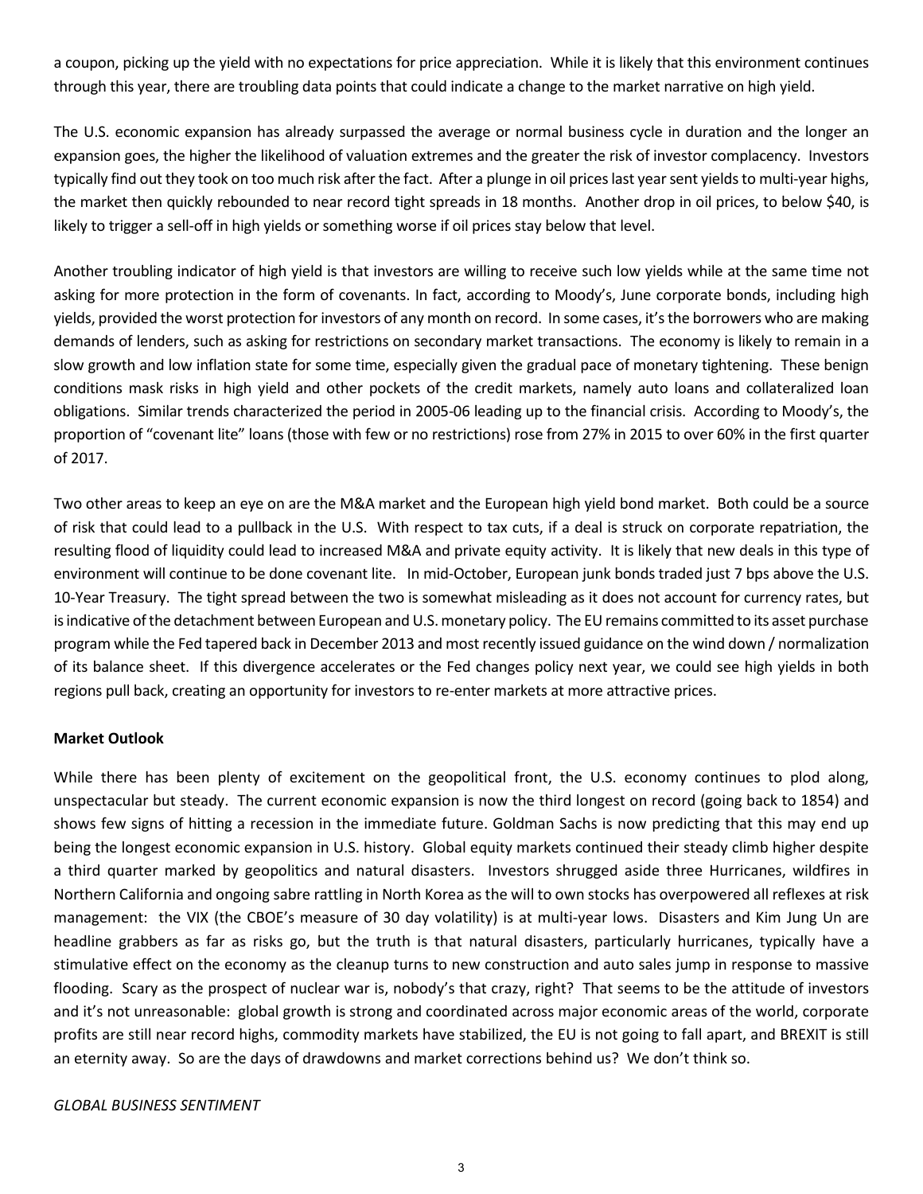a coupon, picking up the yield with no expectations for price appreciation. While it is likely that this environment continues through this year, there are troubling data points that could indicate a change to the market narrative on high yield.

The U.S. economic expansion has already surpassed the average or normal business cycle in duration and the longer an expansion goes, the higher the likelihood of valuation extremes and the greater the risk of investor complacency. Investors typically find out they took on too much risk after the fact. After a plunge in oil prices last year sent yields to multi-year highs, the market then quickly rebounded to near record tight spreads in 18 months. Another drop in oil prices, to below $40, is likely to trigger a sell-off in high yields or something worse if oil prices stay below that level.

Another troubling indicator of high yield is that investors are willing to receive such low yields while at the same time not asking for more protection in the form of covenants. In fact, according to Moody's, June corporate bonds, including high yields, provided the worst protection for investors of any month on record. In some cases, it's the borrowers who are making demands of lenders, such as asking for restrictions on secondary market transactions. The economy is likely to remain in a slow growth and low inflation state for some time, especially given the gradual pace of monetary tightening. These benign conditions mask risks in high yield and other pockets of the credit markets, namely auto loans and collateralized loan obligations. Similar trends characterized the period in 2005-06 leading up to the financial crisis. According to Moody's, the proportion of "covenant lite" loans (those with few or no restrictions) rose from 27% in 2015 to over 60% in the first quarter of 2017.

Two other areas to keep an eye on are the M&A market and the European high yield bond market. Both could be a source of risk that could lead to a pullback in the U.S. With respect to tax cuts, if a deal is struck on corporate repatriation, the resulting flood of liquidity could lead to increased M&A and private equity activity. It is likely that new deals in this type of environment will continue to be done covenant lite. In mid-October, European junk bonds traded just 7 bps above the U.S. 10-Year Treasury. The tight spread between the two is somewhat misleading as it does not account for currency rates, but is indicative of the detachment between European and U.S. monetary policy. The EU remains committed to its asset purchase program while the Fed tapered back in December 2013 and most recently issued guidance on the wind down / normalization of its balance sheet. If this divergence accelerates or the Fed changes policy next year, we could see high yields in both regions pull back, creating an opportunity for investors to re-enter markets at more attractive prices.

**Market Outlook**

While there has been plenty of excitement on the geopolitical front, the U.S. economy continues to plod along, unspectacular but steady. The current economic expansion is now the third longest on record (going back to 1854) and shows few signs of hitting a recession in the immediate future. Goldman Sachs is now predicting that this may end up being the longest economic expansion in U.S. history. Global equity markets continued their steady climb higher despite a third quarter marked by geopolitics and natural disasters. Investors shrugged aside three Hurricanes, wildfires in Northern California and ongoing sabre rattling in North Korea as the will to own stocks has overpowered all reflexes at risk management: the VIX (the CBOE's measure of 30 day volatility) is at multi-year lows. Disasters and Kim Jung Un are headline grabbers as far as risks go, but the truth is that natural disasters, particularly hurricanes, typically have a stimulative effect on the economy as the cleanup turns to new construction and auto sales jump in response to massive flooding. Scary as the prospect of nuclear war is, nobody's that crazy, right? That seems to be the attitude of investors and it's not unreasonable: global growth is strong and coordinated across major economic areas of the world, corporate profits are still near record highs, commodity markets have stabilized, the EU is not going to fall apart, and BREXIT is still an eternity away. So are the days of drawdowns and market corrections behind us? We don't think so.

*GLOBAL BUSINESS SENTIMENT*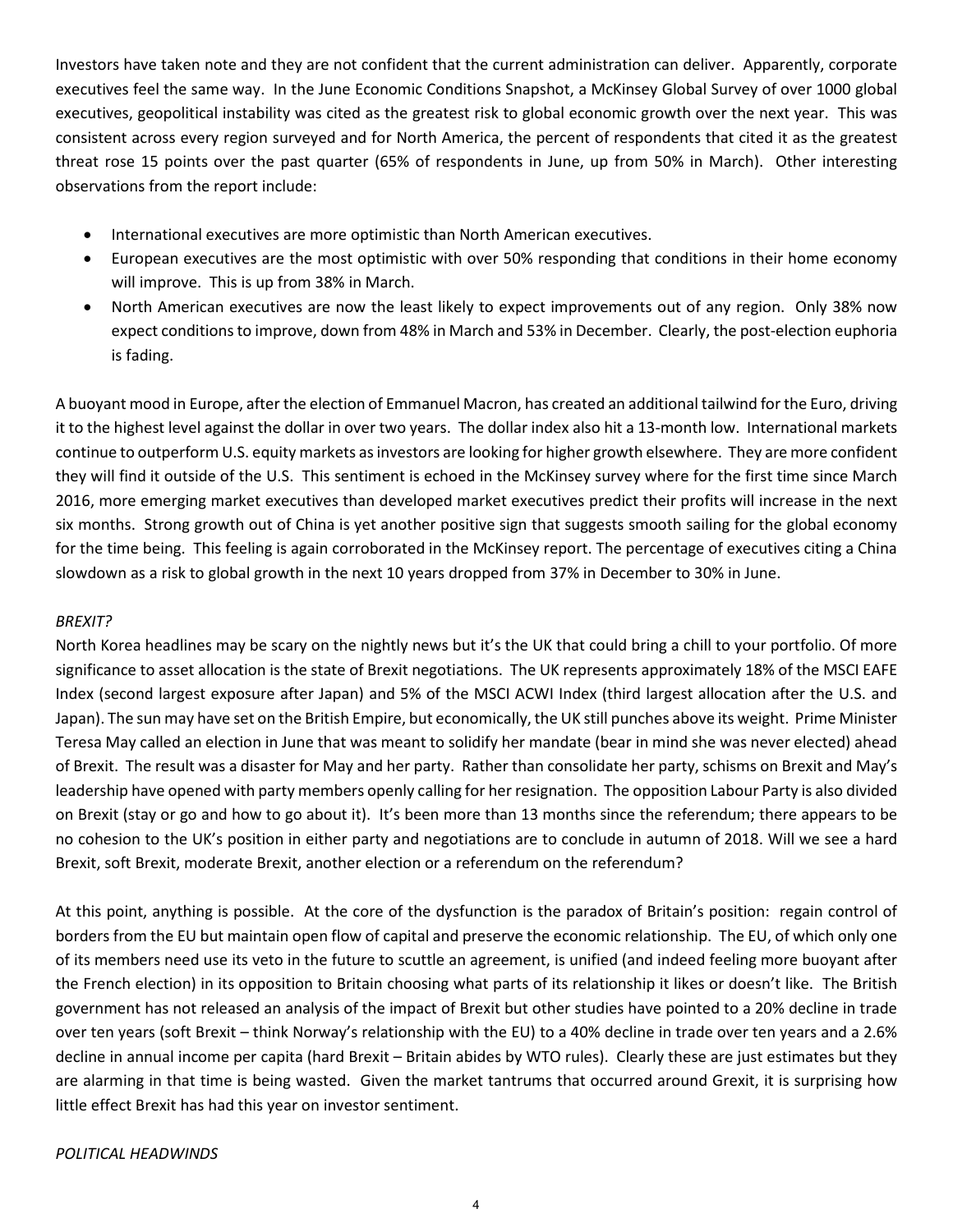Investors have taken note and they are not confident that the current administration can deliver. Apparently, corporate executives feel the same way. In the June Economic Conditions Snapshot, a McKinsey Global Survey of over 1000 global executives, geopolitical instability was cited as the greatest risk to global economic growth over the next year. This was consistent across every region surveyed and for North America, the percent of respondents that cited it as the greatest threat rose 15 points over the past quarter (65% of respondents in June, up from 50% in March). Other interesting observations from the report include:

- International executives are more optimistic than North American executives.
- European executives are the most optimistic with over 50% responding that conditions in their home economy will improve. This is up from 38% in March.
- North American executives are now the least likely to expect improvements out of any region. Only 38% now expect conditions to improve, down from 48% in March and 53% in December. Clearly, the post-election euphoria is fading.

A buoyant mood in Europe, after the election of Emmanuel Macron, has created an additional tailwind for the Euro, driving it to the highest level against the dollar in over two years. The dollar index also hit a 13-month low. International markets continue to outperform U.S. equity markets as investors are looking for higher growth elsewhere. They are more confident they will find it outside of the U.S. This sentiment is echoed in the McKinsey survey where for the first time since March 2016, more emerging market executives than developed market executives predict their profits will increase in the next six months. Strong growth out of China is yet another positive sign that suggests smooth sailing for the global economy for the time being. This feeling is again corroborated in the McKinsey report. The percentage of executives citing a China slowdown as a risk to global growth in the next 10 years dropped from 37% in December to 30% in June.

*BREXIT?*

North Korea headlines may be scary on the nightly news but it's the UK that could bring a chill to your portfolio. Of more significance to asset allocation is the state of Brexit negotiations. The UK represents approximately 18% of the MSCI EAFE Index (second largest exposure after Japan) and 5% of the MSCI ACWI Index (third largest allocation after the U.S. and Japan). The sun may have set on the British Empire, but economically, the UK still punches above its weight. Prime Minister Teresa May called an election in June that was meant to solidify her mandate (bear in mind she was never elected) ahead of Brexit. The result was a disaster for May and her party. Rather than consolidate her party, schisms on Brexit and May's leadership have opened with party members openly calling for her resignation. The opposition Labour Party is also divided on Brexit (stay or go and how to go about it). It's been more than 13 months since the referendum; there appears to be no cohesion to the UK's position in either party and negotiations are to conclude in autumn of 2018. Will we see a hard Brexit, soft Brexit, moderate Brexit, another election or a referendum on the referendum?

At this point, anything is possible. At the core of the dysfunction is the paradox of Britain's position: regain control of borders from the EU but maintain open flow of capital and preserve the economic relationship. The EU, of which only one of its members need use its veto in the future to scuttle an agreement, is unified (and indeed feeling more buoyant after the French election) in its opposition to Britain choosing what parts of its relationship it likes or doesn't like. The British government has not released an analysis of the impact of Brexit but other studies have pointed to a 20% decline in trade over ten years (soft Brexit – think Norway's relationship with the EU) to a 40% decline in trade over ten years and a 2.6% decline in annual income per capita (hard Brexit – Britain abides by WTO rules). Clearly these are just estimates but they are alarming in that time is being wasted. Given the market tantrums that occurred around Grexit, it is surprising how little effect Brexit has had this year on investor sentiment.

*POLITICAL HEADWINDS*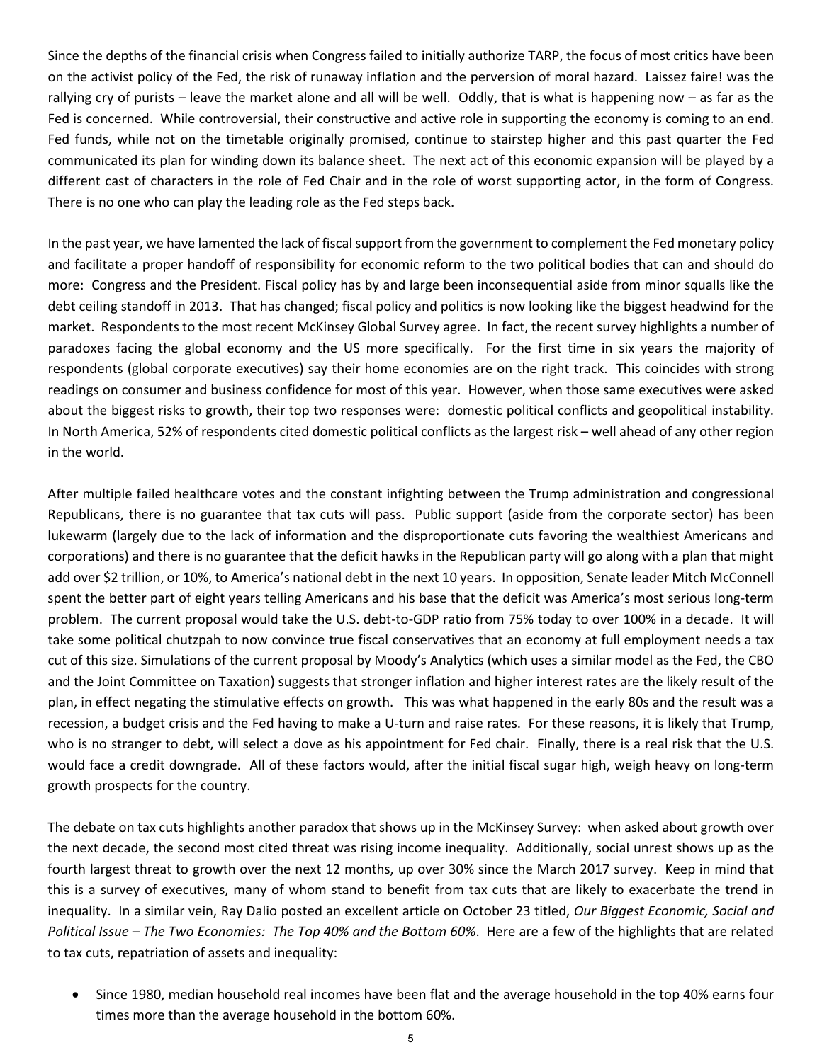Since the depths of the financial crisis when Congress failed to initially authorize TARP, the focus of most critics have been on the activist policy of the Fed, the risk of runaway inflation and the perversion of moral hazard. Laissez faire! was the rallying cry of purists – leave the market alone and all will be well. Oddly, that is what is happening now – as far as the Fed is concerned. While controversial, their constructive and active role in supporting the economy is coming to an end. Fed funds, while not on the timetable originally promised, continue to stairstep higher and this past quarter the Fed communicated its plan for winding down its balance sheet. The next act of this economic expansion will be played by a different cast of characters in the role of Fed Chair and in the role of worst supporting actor, in the form of Congress. There is no one who can play the leading role as the Fed steps back.

In the past year, we have lamented the lack of fiscal support from the government to complement the Fed monetary policy and facilitate a proper handoff of responsibility for economic reform to the two political bodies that can and should do more: Congress and the President. Fiscal policy has by and large been inconsequential aside from minor squalls like the debt ceiling standoff in 2013. That has changed; fiscal policy and politics is now looking like the biggest headwind for the market. Respondents to the most recent McKinsey Global Survey agree. In fact, the recent survey highlights a number of paradoxes facing the global economy and the US more specifically. For the first time in six years the majority of respondents (global corporate executives) say their home economies are on the right track. This coincides with strong readings on consumer and business confidence for most of this year. However, when those same executives were asked about the biggest risks to growth, their top two responses were: domestic political conflicts and geopolitical instability. In North America, 52% of respondents cited domestic political conflicts as the largest risk – well ahead of any other region in the world.

After multiple failed healthcare votes and the constant infighting between the Trump administration and congressional Republicans, there is no guarantee that tax cuts will pass. Public support (aside from the corporate sector) has been lukewarm (largely due to the lack of information and the disproportionate cuts favoring the wealthiest Americans and corporations) and there is no guarantee that the deficit hawks in the Republican party will go along with a plan that might add over $2 trillion, or 10%, to America's national debt in the next 10 years. In opposition, Senate leader Mitch McConnell spent the better part of eight years telling Americans and his base that the deficit was America's most serious long-term problem. The current proposal would take the U.S. debt-to-GDP ratio from 75% today to over 100% in a decade. It will take some political chutzpah to now convince true fiscal conservatives that an economy at full employment needs a tax cut of this size. Simulations of the current proposal by Moody's Analytics (which uses a similar model as the Fed, the CBO and the Joint Committee on Taxation) suggests that stronger inflation and higher interest rates are the likely result of the plan, in effect negating the stimulative effects on growth. This was what happened in the early 80s and the result was a recession, a budget crisis and the Fed having to make a U-turn and raise rates. For these reasons, it is likely that Trump, who is no stranger to debt, will select a dove as his appointment for Fed chair. Finally, there is a real risk that the U.S. would face a credit downgrade. All of these factors would, after the initial fiscal sugar high, weigh heavy on long-term growth prospects for the country.

The debate on tax cuts highlights another paradox that shows up in the McKinsey Survey: when asked about growth over the next decade, the second most cited threat was rising income inequality. Additionally, social unrest shows up as the fourth largest threat to growth over the next 12 months, up over 30% since the March 2017 survey. Keep in mind that this is a survey of executives, many of whom stand to benefit from tax cuts that are likely to exacerbate the trend in inequality. In a similar vein, Ray Dalio posted an excellent article on October 23 titled, *Our Biggest Economic, Social and Political Issue – The Two Economies: The Top 40% and the Bottom 60%*. Here are a few of the highlights that are related to tax cuts, repatriation of assets and inequality:

- Since 1980, median household real incomes have been flat and the average household in the top 40% earns four times more than the average household in the bottom 60%.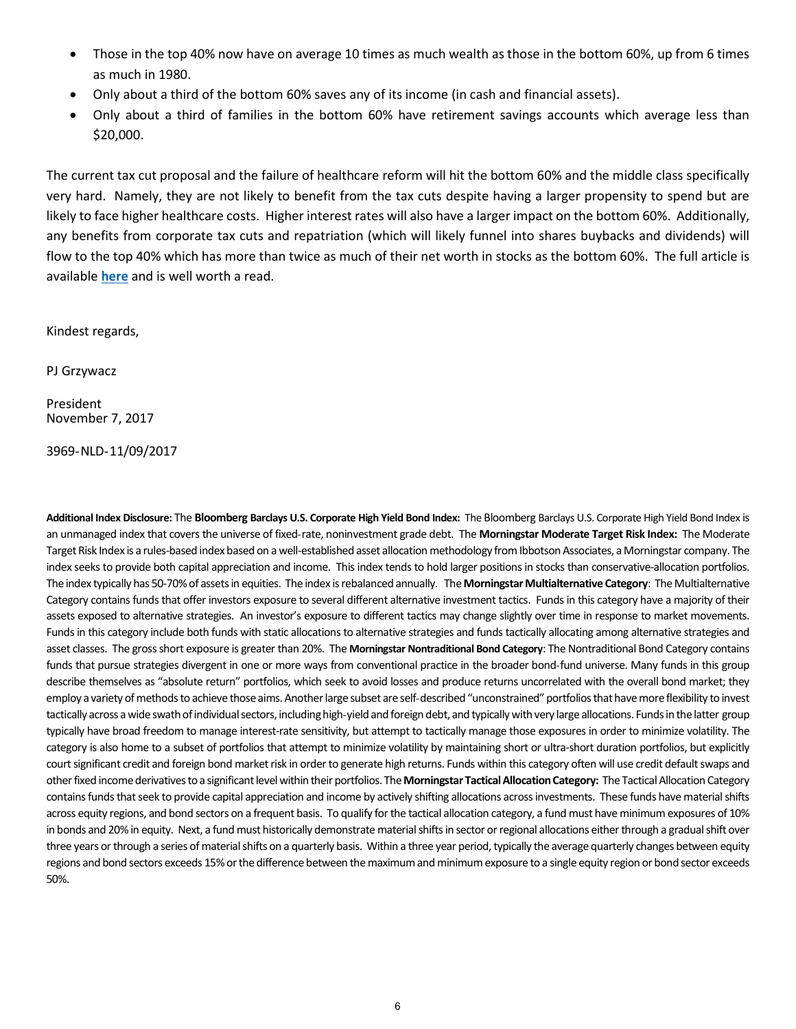- Those in the top 40% now have on average 10 times as much wealth as those in the bottom 60%, up from 6 times as much in 1980.
- Only about a third of the bottom 60% saves any of its income (in cash and financial assets).
- Only about a third of families in the bottom 60% have retirement savings accounts which average less than $20,000.

The current tax cut proposal and the failure of healthcare reform will hit the bottom 60% and the middle class specifically very hard. Namely, they are not likely to benefit from the tax cuts despite having a larger propensity to spend but are likely to face higher healthcare costs. Higher interest rates will also have a larger impact on the bottom 60%. Additionally, any benefits from corporate tax cuts and repatriation (which will likely funnel into shares buybacks and dividends) will flow to the top 40% which has more than twice as much of their net worth in stocks as the bottom 60%. The full article is available **here** and is well worth a read.

Kindest regards,

PJ Grzywacz

President
November 7, 2017

3969-NLD-11/09/2017

**Additional Index Disclosure:** The **Bloomberg Barclays U.S. Corporate High Yield Bond Index:** The Bloomberg Barclays U.S. Corporate High Yield Bond Index is an unmanaged index that covers the universe of fixed-rate, noninvestment grade debt. The **Morningstar Moderate Target Risk Index:** The Moderate Target Risk Index is a rules-based index based on a well-established asset allocation methodology from Ibbotson Associates, a Morningstar company. The index seeks to provide both capital appreciation and income. This index tends to hold larger positions in stocks than conservative-allocation portfolios. The index typically has 50-70% of assets in equities. The index is rebalanced annually. The **Morningstar Multialternative Category**: The Multialternative Category contains funds that offer investors exposure to several different alternative investment tactics. Funds in this category have a majority of their assets exposed to alternative strategies. An investor's exposure to different tactics may change slightly over time in response to market movements. Funds in this category include both funds with static allocations to alternative strategies and funds tactically allocating among alternative strategies and asset classes. The gross short exposure is greater than 20%. The **Morningstar Nontraditional Bond Category**: The Nontraditional Bond Category contains funds that pursue strategies divergent in one or more ways from conventional practice in the broader bond-fund universe. Many funds in this group describe themselves as "absolute return" portfolios, which seek to avoid losses and produce returns uncorrelated with the overall bond market; they employ a variety of methods to achieve those aims. Another large subset are self-described "unconstrained" portfolios that have more flexibility to invest tactically across a wide swath of individual sectors, including high-yield and foreign debt, and typically with very large allocations. Funds in the latter group typically have broad freedom to manage interest-rate sensitivity, but attempt to tactically manage those exposures in order to minimize volatility. The category is also home to a subset of portfolios that attempt to minimize volatility by maintaining short or ultra-short duration portfolios, but explicitly court significant credit and foreign bond market risk in order to generate high returns. Funds within this category often will use credit default swaps and other fixed income derivatives to a significant level within their portfolios. The **Morningstar Tactical Allocation Category:** The Tactical Allocation Category contains funds that seek to provide capital appreciation and income by actively shifting allocations across investments. These funds have material shifts across equity regions, and bond sectors on a frequent basis. To qualify for the tactical allocation category, a fund must have minimum exposures of 10% in bonds and 20% in equity. Next, a fund must historically demonstrate material shifts in sector or regional allocations either through a gradual shift over three years or through a series of material shifts on a quarterly basis. Within a three year period, typically the average quarterly changes between equity regions and bond sectors exceeds 15% or the difference between the maximum and minimum exposure to a single equity region or bond sector exceeds 50%.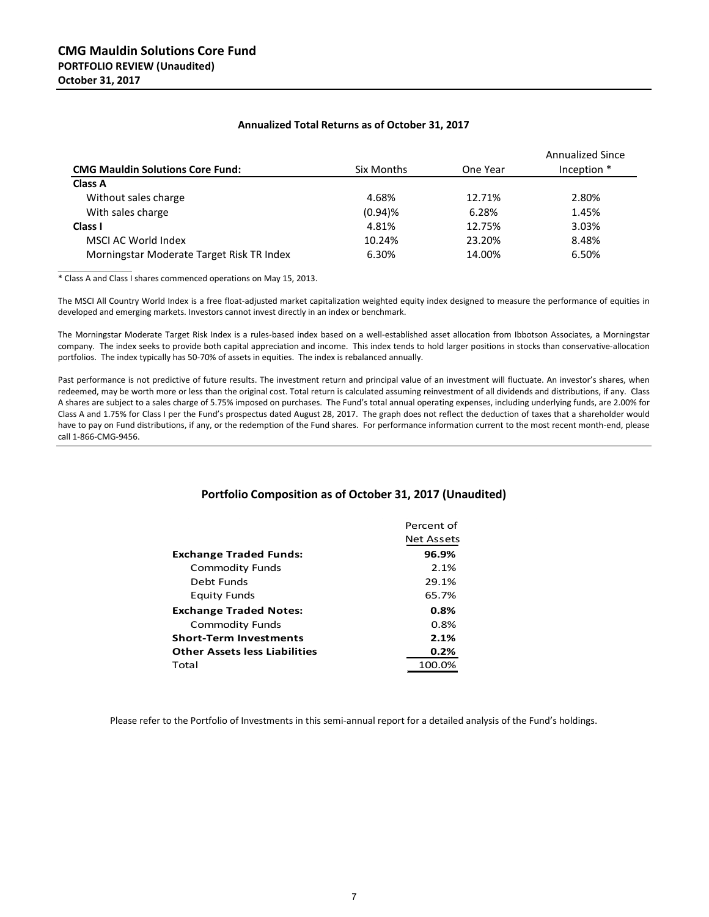# CMG Mauldin Solutions Core Fund
## PORTFOLIO REVIEW (Unaudited)
## October 31, 2017

### Annualized Total Returns as of October 31, 2017

| CMG Mauldin Solutions Core Fund: | Six Months | One Year | Annualized Since Inception * |
|---|---|---|---|
| **Class A** | | | |
| Without sales charge | 4.68% | 12.71% | 2.80% |
| With sales charge | (0.94)% | 6.28% | 1.45% |
| **Class I** | 4.81% | 12.75% | 3.03% |
| MSCI AC World Index | 10.24% | 23.20% | 8.48% |
| Morningstar Moderate Target Risk TR Index | 6.30% | 14.00% | 6.50% |

* Class A and Class I shares commenced operations on May 15, 2013.

The MSCI All Country World Index is a free float-adjusted market capitalization weighted equity index designed to measure the performance of equities in developed and emerging markets. Investors cannot invest directly in an index or benchmark.

The Morningstar Moderate Target Risk Index is a rules-based index based on a well-established asset allocation from Ibbotson Associates, a Morningstar company. The index seeks to provide both capital appreciation and income. This index tends to hold larger positions in stocks than conservative-allocation portfolios. The index typically has 50-70% of assets in equities. The index is rebalanced annually.

Past performance is not predictive of future results. The investment return and principal value of an investment will fluctuate. An investor's shares, when redeemed, may be worth more or less than the original cost. Total return is calculated assuming reinvestment of all dividends and distributions, if any. Class A shares are subject to a sales charge of 5.75% imposed on purchases. The Fund's total annual operating expenses, including underlying funds, are 2.00% for Class A and 1.75% for Class I per the Fund's prospectus dated August 28, 2017. The graph does not reflect the deduction of taxes that a shareholder would have to pay on Fund distributions, if any, or the redemption of the Fund shares. For performance information current to the most recent month-end, please call 1-866-CMG-9456.

### Portfolio Composition as of October 31, 2017 (Unaudited)

| | Percent of Net Assets |
|---|---|
| **Exchange Traded Funds:** | **96.9%** |
| Commodity Funds | 2.1% |
| Debt Funds | 29.1% |
| Equity Funds | 65.7% |
| **Exchange Traded Notes:** | **0.8%** |
| Commodity Funds | 0.8% |
| **Short-Term Investments** | **2.1%** |
| **Other Assets less Liabilities** | **0.2%** |
| Total | 100.0% |

Please refer to the Portfolio of Investments in this semi-annual report for a detailed analysis of the Fund's holdings.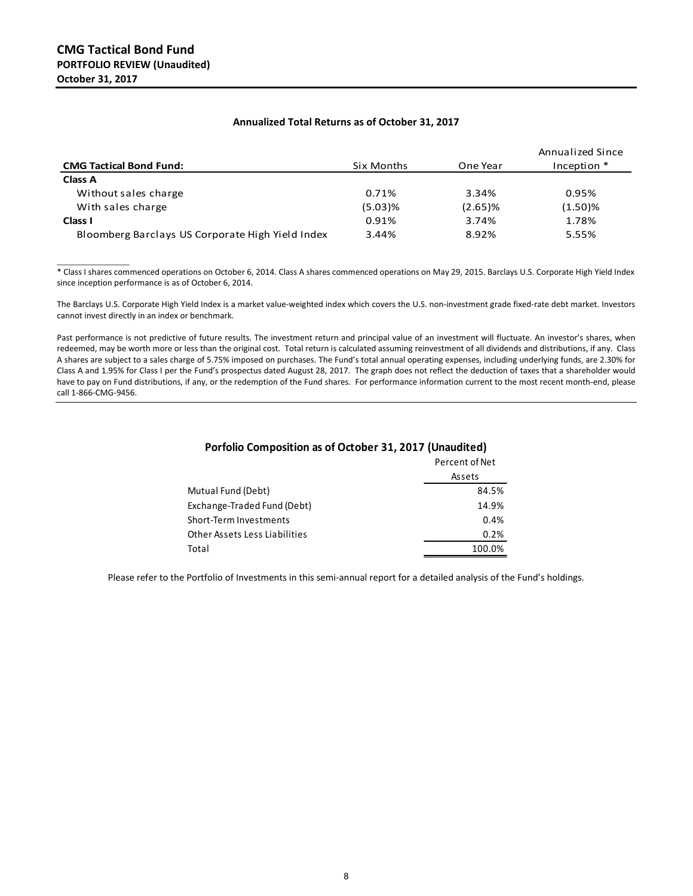# CMG Tactical Bond Fund
## PORTFOLIO REVIEW (Unaudited)
### October 31, 2017

**Annualized Total Returns as of October 31, 2017**

| **CMG Tactical Bond Fund:** | Six Months | One Year | Annualized Since Inception * |
|---|---|---|---|
| **Class A** | | | |
| Without sales charge | 0.71% | 3.34% | 0.95% |
| With sales charge | (5.03)% | (2.65)% | (1.50)% |
| **Class I** | 0.91% | 3.74% | 1.78% |
| Bloomberg Barclays US Corporate High Yield Index | 3.44% | 8.92% | 5.55% |

* Class I shares commenced operations on October 6, 2014. Class A shares commenced operations on May 29, 2015. Barclays U.S. Corporate High Yield Index since inception performance is as of October 6, 2014.

The Barclays U.S. Corporate High Yield Index is a market value-weighted index which covers the U.S. non-investment grade fixed-rate debt market. Investors cannot invest directly in an index or benchmark.

Past performance is not predictive of future results. The investment return and principal value of an investment will fluctuate. An investor's shares, when redeemed, may be worth more or less than the original cost. Total return is calculated assuming reinvestment of all dividends and distributions, if any. Class A shares are subject to a sales charge of 5.75% imposed on purchases. The Fund's total annual operating expenses, including underlying funds, are 2.30% for Class A and 1.95% for Class I per the Fund's prospectus dated August 28, 2017. The graph does not reflect the deduction of taxes that a shareholder would have to pay on Fund distributions, if any, or the redemption of the Fund shares. For performance information current to the most recent month-end, please call 1-866-CMG-9456.

**Porfolio Composition as of October 31, 2017 (Unaudited)**

| | Percent of Net Assets |
|---|---|
| Mutual Fund (Debt) | 84.5% |
| Exchange-Traded Fund (Debt) | 14.9% |
| Short-Term Investments | 0.4% |
| Other Assets Less Liabilities | 0.2% |
| Total | 100.0% |

Please refer to the Portfolio of Investments in this semi-annual report for a detailed analysis of the Fund's holdings.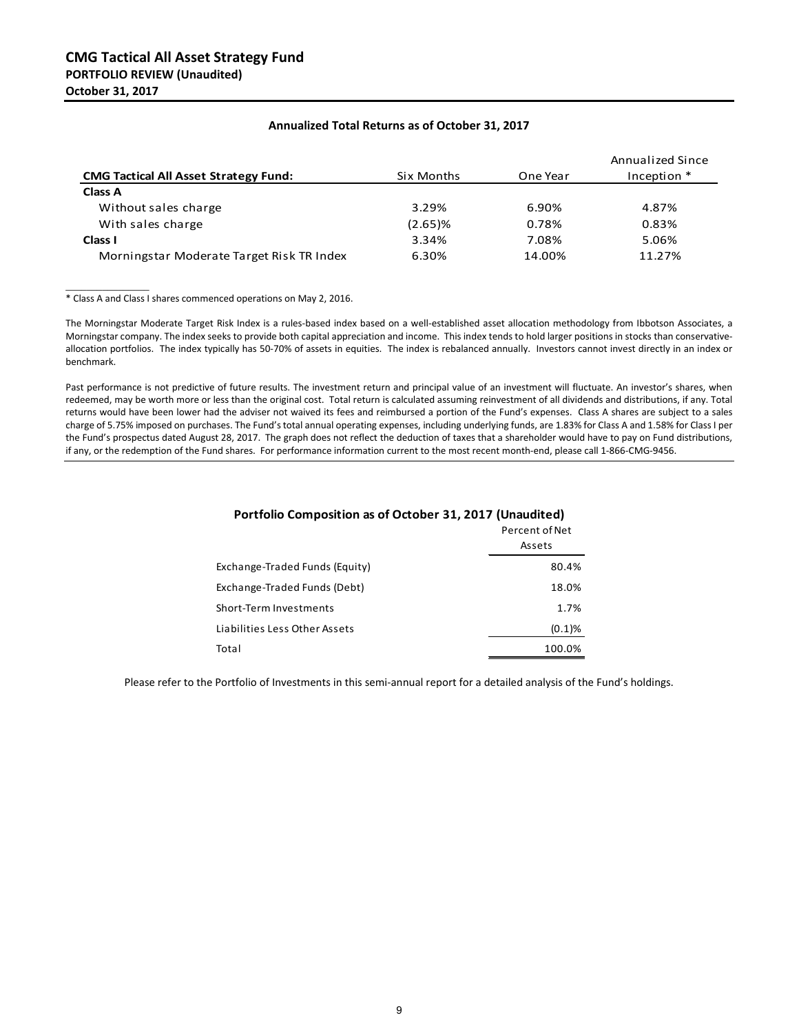# CMG Tactical All Asset Strategy Fund

## PORTFOLIO REVIEW (Unaudited)

**October 31, 2017**

### Annualized Total Returns as of October 31, 2017

| CMG Tactical All Asset Strategy Fund: | Six Months | One Year | Annualized Since Inception * |
|---|---|---|---|
| **Class A** | | | |
| Without sales charge | 3.29% | 6.90% | 4.87% |
| With sales charge | (2.65)% | 0.78% | 0.83% |
| **Class I** | 3.34% | 7.08% | 5.06% |
| Morningstar Moderate Target Risk TR Index | 6.30% | 14.00% | 11.27% |

* Class A and Class I shares commenced operations on May 2, 2016.

The Morningstar Moderate Target Risk Index is a rules-based index based on a well-established asset allocation methodology from Ibbotson Associates, a Morningstar company. The index seeks to provide both capital appreciation and income. This index tends to hold larger positions in stocks than conservative-allocation portfolios. The index typically has 50-70% of assets in equities. The index is rebalanced annually. Investors cannot invest directly in an index or benchmark.

Past performance is not predictive of future results. The investment return and principal value of an investment will fluctuate. An investor's shares, when redeemed, may be worth more or less than the original cost. Total return is calculated assuming reinvestment of all dividends and distributions, if any. Total returns would have been lower had the adviser not waived its fees and reimbursed a portion of the Fund's expenses. Class A shares are subject to a sales charge of 5.75% imposed on purchases. The Fund's total annual operating expenses, including underlying funds, are 1.83% for Class A and 1.58% for Class I per the Fund's prospectus dated August 28, 2017. The graph does not reflect the deduction of taxes that a shareholder would have to pay on Fund distributions, if any, or the redemption of the Fund shares. For performance information current to the most recent month-end, please call 1-866-CMG-9456.

### Portfolio Composition as of October 31, 2017 (Unaudited)

| | Percent of Net Assets |
|---|---|
| Exchange-Traded Funds (Equity) | 80.4% |
| Exchange-Traded Funds (Debt) | 18.0% |
| Short-Term Investments | 1.7% |
| Liabilities Less Other Assets | (0.1)% |
| Total | 100.0% |

Please refer to the Portfolio of Investments in this semi-annual report for a detailed analysis of the Fund's holdings.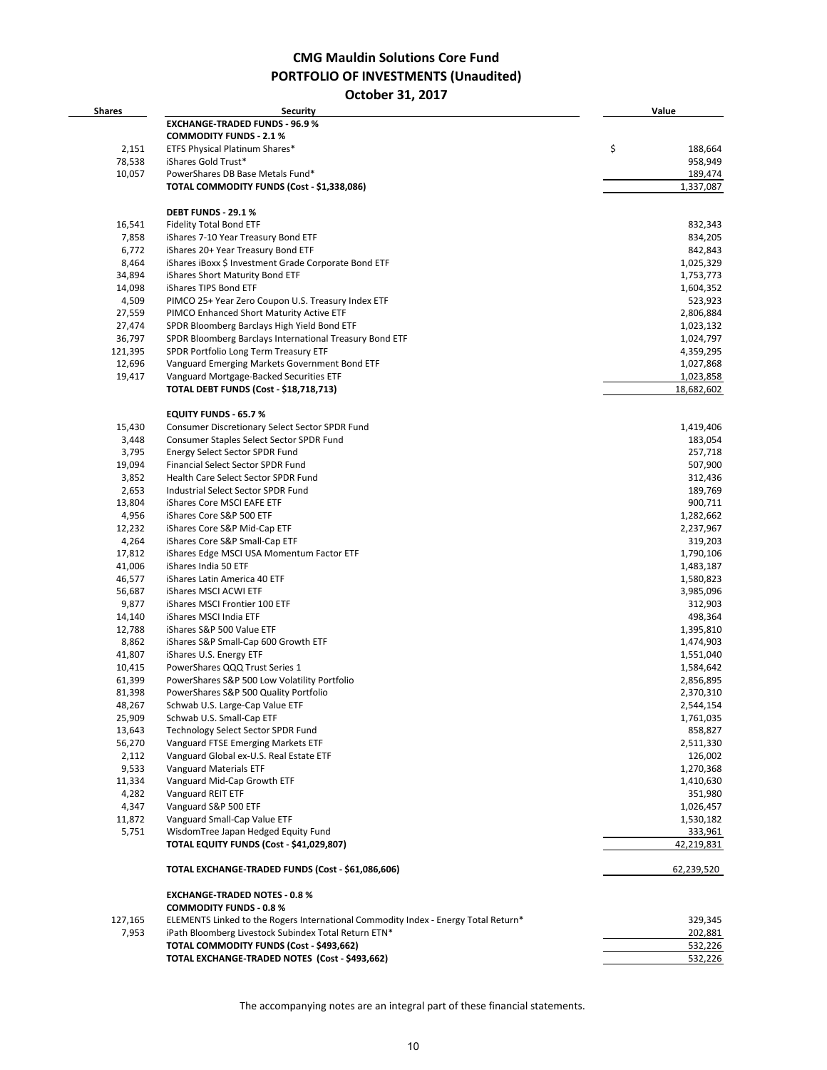# CMG Mauldin Solutions Core Fund
## PORTFOLIO OF INVESTMENTS (Unaudited)
### October 31, 2017

| Shares | Security | Value |
|---|---|---|
| | **EXCHANGE-TRADED FUNDS - 96.9 %** | |
| | **COMMODITY FUNDS - 2.1 %** | |
| 2,151 | ETFS Physical Platinum Shares* | $ 188,664 |
| 78,538 | iShares Gold Trust* | 958,949 |
| 10,057 | PowerShares DB Base Metals Fund* | 189,474 |
| | **TOTAL COMMODITY FUNDS (Cost - $1,338,086)** | 1,337,087 |
| | | |
| | **DEBT FUNDS - 29.1 %** | |
| 16,541 | Fidelity Total Bond ETF | 832,343 |
| 7,858 | iShares 7-10 Year Treasury Bond ETF | 834,205 |
| 6,772 | iShares 20+ Year Treasury Bond ETF | 842,843 |
| 8,464 | iShares iBoxx $ Investment Grade Corporate Bond ETF | 1,025,329 |
| 34,894 | iShares Short Maturity Bond ETF | 1,753,773 |
| 14,098 | iShares TIPS Bond ETF | 1,604,352 |
| 4,509 | PIMCO 25+ Year Zero Coupon U.S. Treasury Index ETF | 523,923 |
| 27,559 | PIMCO Enhanced Short Maturity Active ETF | 2,806,884 |
| 27,474 | SPDR Bloomberg Barclays High Yield Bond ETF | 1,023,132 |
| 36,797 | SPDR Bloomberg Barclays International Treasury Bond ETF | 1,024,797 |
| 121,395 | SPDR Portfolio Long Term Treasury ETF | 4,359,295 |
| 12,696 | Vanguard Emerging Markets Government Bond ETF | 1,027,868 |
| 19,417 | Vanguard Mortgage-Backed Securities ETF | 1,023,858 |
| | **TOTAL DEBT FUNDS (Cost - $18,718,713)** | 18,682,602 |
| | | |
| | **EQUITY FUNDS - 65.7 %** | |
| 15,430 | Consumer Discretionary Select Sector SPDR Fund | 1,419,406 |
| 3,448 | Consumer Staples Select Sector SPDR Fund | 183,054 |
| 3,795 | Energy Select Sector SPDR Fund | 257,718 |
| 19,094 | Financial Select Sector SPDR Fund | 507,900 |
| 3,852 | Health Care Select Sector SPDR Fund | 312,436 |
| 2,653 | Industrial Select Sector SPDR Fund | 189,769 |
| 13,804 | iShares Core MSCI EAFE ETF | 900,711 |
| 4,956 | iShares Core S&P 500 ETF | 1,282,662 |
| 12,232 | iShares Core S&P Mid-Cap ETF | 2,237,967 |
| 4,264 | iShares Core S&P Small-Cap ETF | 319,203 |
| 17,812 | iShares Edge MSCI USA Momentum Factor ETF | 1,790,106 |
| 41,006 | iShares India 50 ETF | 1,483,187 |
| 46,577 | iShares Latin America 40 ETF | 1,580,823 |
| 56,687 | iShares MSCI ACWI ETF | 3,985,096 |
| 9,877 | iShares MSCI Frontier 100 ETF | 312,903 |
| 14,140 | iShares MSCI India ETF | 498,364 |
| 12,788 | iShares S&P 500 Value ETF | 1,395,810 |
| 8,862 | iShares S&P Small-Cap 600 Growth ETF | 1,474,903 |
| 41,807 | iShares U.S. Energy ETF | 1,551,040 |
| 10,415 | PowerShares QQQ Trust Series 1 | 1,584,642 |
| 61,399 | PowerShares S&P 500 Low Volatility Portfolio | 2,856,895 |
| 81,398 | PowerShares S&P 500 Quality Portfolio | 2,370,310 |
| 48,267 | Schwab U.S. Large-Cap Value ETF | 2,544,154 |
| 25,909 | Schwab U.S. Small-Cap ETF | 1,761,035 |
| 13,643 | Technology Select Sector SPDR Fund | 858,827 |
| 56,270 | Vanguard FTSE Emerging Markets ETF | 2,511,330 |
| 2,112 | Vanguard Global ex-U.S. Real Estate ETF | 126,002 |
| 9,533 | Vanguard Materials ETF | 1,270,368 |
| 11,334 | Vanguard Mid-Cap Growth ETF | 1,410,630 |
| 4,282 | Vanguard REIT ETF | 351,980 |
| 4,347 | Vanguard S&P 500 ETF | 1,026,457 |
| 11,872 | Vanguard Small-Cap Value ETF | 1,530,182 |
| 5,751 | WisdomTree Japan Hedged Equity Fund | 333,961 |
| | **TOTAL EQUITY FUNDS (Cost - $41,029,807)** | 42,219,831 |
| | | |
| | **TOTAL EXCHANGE-TRADED FUNDS (Cost - $61,086,606)** | 62,239,520 |
| | | |
| | **EXCHANGE-TRADED NOTES - 0.8 %** | |
| | **COMMODITY FUNDS - 0.8 %** | |
| 127,165 | ELEMENTS Linked to the Rogers International Commodity Index - Energy Total Return* | 329,345 |
| 7,953 | iPath Bloomberg Livestock Subindex Total Return ETN* | 202,881 |
| | **TOTAL COMMODITY FUNDS (Cost - $493,662)** | 532,226 |
| | **TOTAL EXCHANGE-TRADED NOTES (Cost - $493,662)** | 532,226 |

The accompanying notes are an integral part of these financial statements.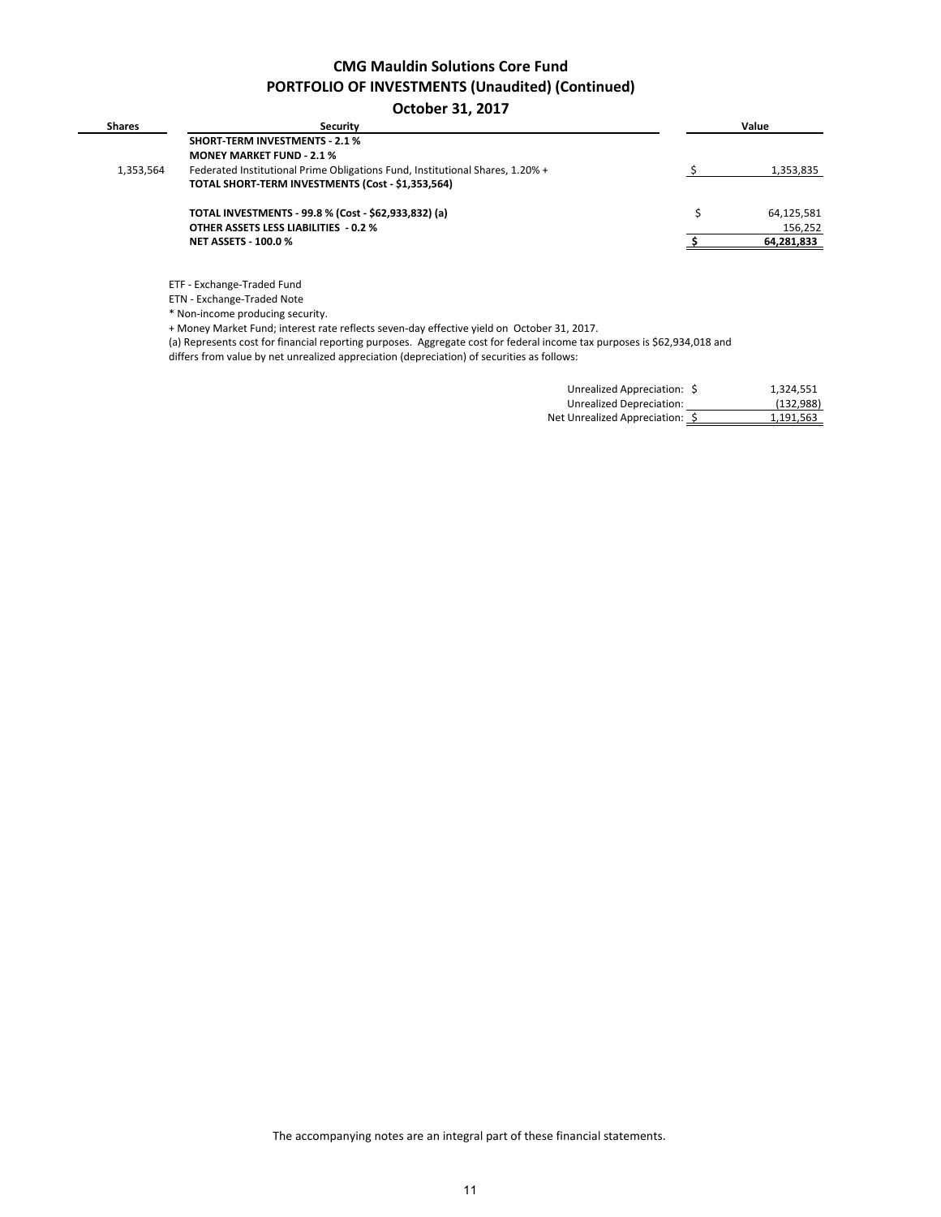# CMG Mauldin Solutions Core Fund
## PORTFOLIO OF INVESTMENTS (Unaudited) (Continued)
### October 31, 2017

| Shares | Security | Value |
|---|---|---|
| | **SHORT-TERM INVESTMENTS - 2.1 %** | |
| | **MONEY MARKET FUND - 2.1 %** | |
| 1,353,564 | Federated Institutional Prime Obligations Fund, Institutional Shares, 1.20% + | $ 1,353,835 |
| | **TOTAL SHORT-TERM INVESTMENTS (Cost - $1,353,564)** | |
| | | |
| | **TOTAL INVESTMENTS - 99.8 % (Cost - $62,933,832) (a)** | $ 64,125,581 |
| | **OTHER ASSETS LESS LIABILITIES - 0.2 %** | 156,252 |
| | **NET ASSETS - 100.0 %** | **$ 64,281,833** |

ETF - Exchange-Traded Fund

ETN - Exchange-Traded Note

* Non-income producing security.

+ Money Market Fund; interest rate reflects seven-day effective yield on October 31, 2017.

(a) Represents cost for financial reporting purposes. Aggregate cost for federal income tax purposes is $62,934,018 and differs from value by net unrealized appreciation (depreciation) of securities as follows:

| | |
|---|---|
| Unrealized Appreciation: | $ 1,324,551 |
| Unrealized Depreciation: | (132,988) |
| Net Unrealized Appreciation: | $ 1,191,563 |

The accompanying notes are an integral part of these financial statements.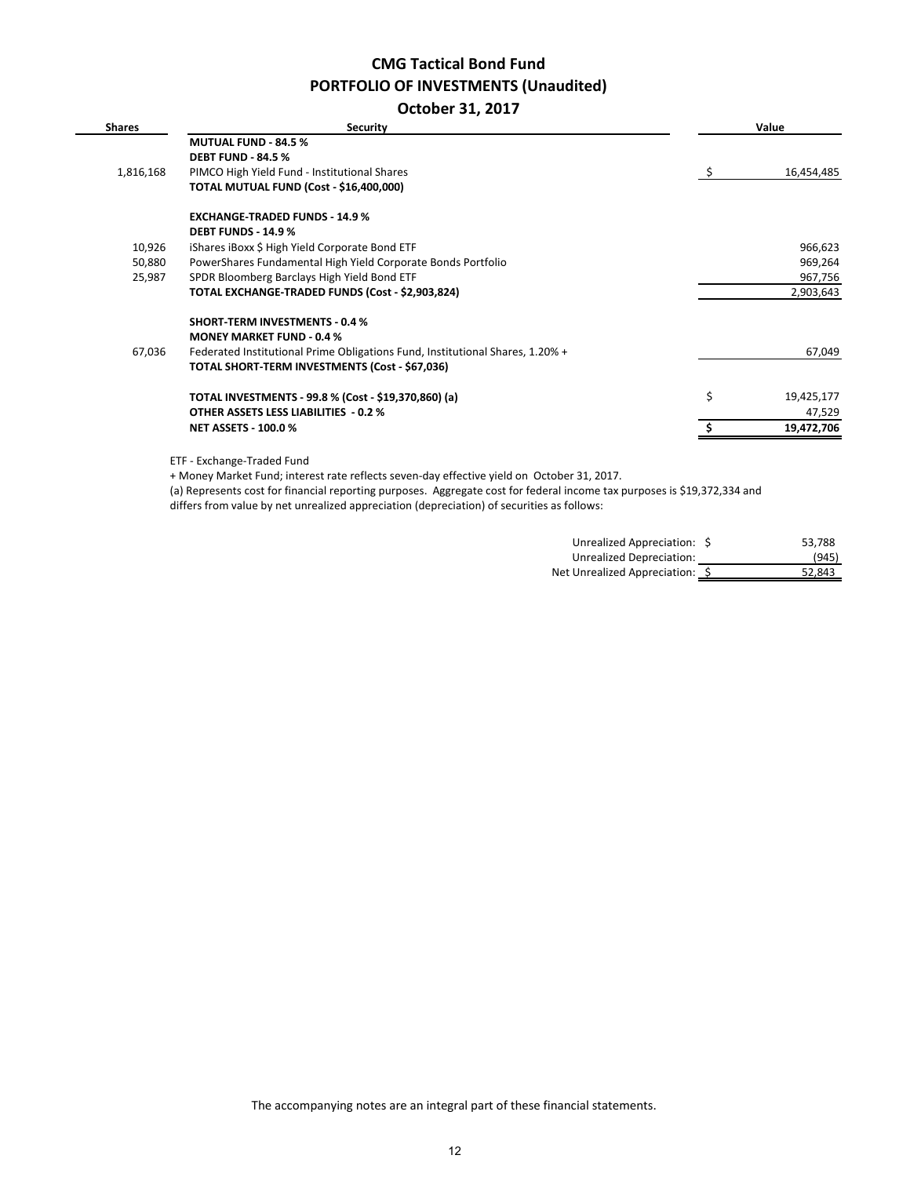# CMG Tactical Bond Fund
## PORTFOLIO OF INVESTMENTS (Unaudited)
### October 31, 2017

| Shares | Security | | Value |
|---|---|---|---|
| | **MUTUAL FUND - 84.5 %** | | |
| | **DEBT FUND - 84.5 %** | | |
| 1,816,168 | PIMCO High Yield Fund - Institutional Shares | $ | 16,454,485 |
| | **TOTAL MUTUAL FUND (Cost - $16,400,000)** | | |
| | | | |
| | **EXCHANGE-TRADED FUNDS - 14.9 %** | | |
| | **DEBT FUNDS - 14.9 %** | | |
| 10,926 | iShares iBoxx $ High Yield Corporate Bond ETF | | 966,623 |
| 50,880 | PowerShares Fundamental High Yield Corporate Bonds Portfolio | | 969,264 |
| 25,987 | SPDR Bloomberg Barclays High Yield Bond ETF | | 967,756 |
| | **TOTAL EXCHANGE-TRADED FUNDS (Cost - $2,903,824)** | | 2,903,643 |
| | | | |
| | **SHORT-TERM INVESTMENTS - 0.4 %** | | |
| | **MONEY MARKET FUND - 0.4 %** | | |
| 67,036 | Federated Institutional Prime Obligations Fund, Institutional Shares, 1.20% + | | 67,049 |
| | **TOTAL SHORT-TERM INVESTMENTS (Cost - $67,036)** | | |
| | | | |
| | **TOTAL INVESTMENTS - 99.8 % (Cost - $19,370,860) (a)** | $ | 19,425,177 |
| | **OTHER ASSETS LESS LIABILITIES - 0.2 %** | | 47,529 |
| | **NET ASSETS - 100.0 %** | $ | **19,472,706** |

ETF - Exchange-Traded Fund

+ Money Market Fund; interest rate reflects seven-day effective yield on October 31, 2017.

(a) Represents cost for financial reporting purposes. Aggregate cost for federal income tax purposes is $19,372,334 and differs from value by net unrealized appreciation (depreciation) of securities as follows:

| | | |
|---|---|---|
| Unrealized Appreciation: | $ | 53,788 |
| Unrealized Depreciation: | | (945) |
| Net Unrealized Appreciation: | $ | 52,843 |

The accompanying notes are an integral part of these financial statements.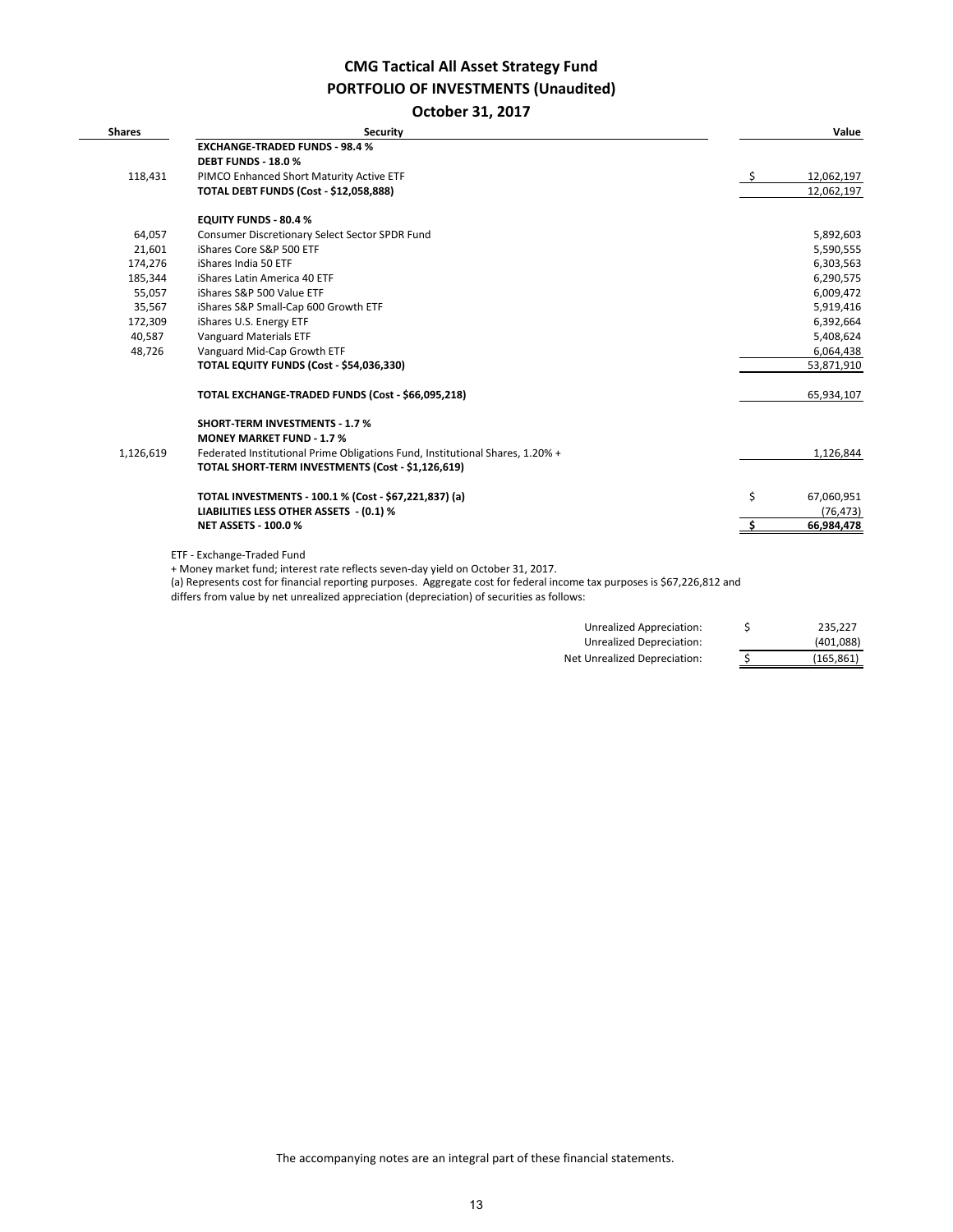# CMG Tactical All Asset Strategy Fund
## PORTFOLIO OF INVESTMENTS (Unaudited)
### October 31, 2017

| Shares | Security | | Value |
|---|---|---|---|
| | **EXCHANGE-TRADED FUNDS - 98.4 %** | | |
| | **DEBT FUNDS - 18.0 %** | | |
| 118,431 | PIMCO Enhanced Short Maturity Active ETF | $ | 12,062,197 |
| | **TOTAL DEBT FUNDS (Cost - $12,058,888)** | | 12,062,197 |
| | | | |
| | **EQUITY FUNDS - 80.4 %** | | |
| 64,057 | Consumer Discretionary Select Sector SPDR Fund | | 5,892,603 |
| 21,601 | iShares Core S&P 500 ETF | | 5,590,555 |
| 174,276 | iShares India 50 ETF | | 6,303,563 |
| 185,344 | iShares Latin America 40 ETF | | 6,290,575 |
| 55,057 | iShares S&P 500 Value ETF | | 6,009,472 |
| 35,567 | iShares S&P Small-Cap 600 Growth ETF | | 5,919,416 |
| 172,309 | iShares U.S. Energy ETF | | 6,392,664 |
| 40,587 | Vanguard Materials ETF | | 5,408,624 |
| 48,726 | Vanguard Mid-Cap Growth ETF | | 6,064,438 |
| | **TOTAL EQUITY FUNDS (Cost - $54,036,330)** | | 53,871,910 |
| | | | |
| | **TOTAL EXCHANGE-TRADED FUNDS (Cost - $66,095,218)** | | 65,934,107 |
| | | | |
| | **SHORT-TERM INVESTMENTS - 1.7 %** | | |
| | **MONEY MARKET FUND - 1.7 %** | | |
| 1,126,619 | Federated Institutional Prime Obligations Fund, Institutional Shares, 1.20% + | | 1,126,844 |
| | **TOTAL SHORT-TERM INVESTMENTS (Cost - $1,126,619)** | | |
| | | | |
| | **TOTAL INVESTMENTS - 100.1 % (Cost - $67,221,837) (a)** | $ | 67,060,951 |
| | **LIABILITIES LESS OTHER ASSETS - (0.1) %** | | (76,473) |
| | **NET ASSETS - 100.0 %** | $ | 66,984,478 |

ETF - Exchange-Traded Fund

+ Money market fund; interest rate reflects seven-day yield on October 31, 2017.

(a) Represents cost for financial reporting purposes. Aggregate cost for federal income tax purposes is $67,226,812 and differs from value by net unrealized appreciation (depreciation) of securities as follows:

| | | |
|---|---|---|
| Unrealized Appreciation: | $ | 235,227 |
| Unrealized Depreciation: | | (401,088) |
| Net Unrealized Depreciation: | $ | (165,861) |

The accompanying notes are an integral part of these financial statements.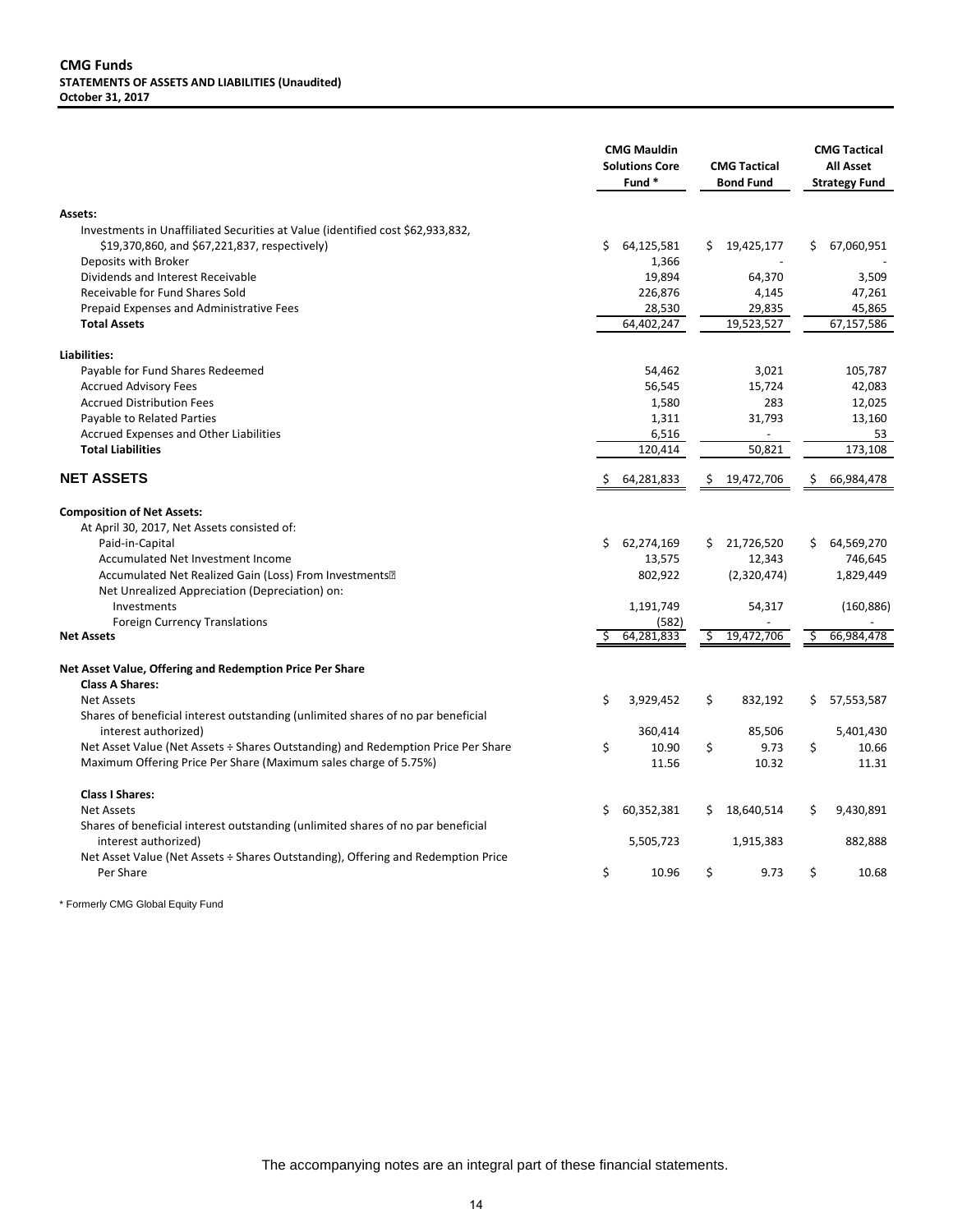**CMG Funds**
**STATEMENTS OF ASSETS AND LIABILITIES (Unaudited)**
**October 31, 2017**

| | CMG Mauldin Solutions Core Fund * | CMG Tactical Bond Fund | CMG Tactical All Asset Strategy Fund |
|---|---|---|---|
| **Assets:** | | | |
| Investments in Unaffiliated Securities at Value (identified cost $62,933,832, $19,370,860, and $67,221,837, respectively) | $ 64,125,581 | $ 19,425,177 | $ 67,060,951 |
| Deposits with Broker | 1,366 | - | - |
| Dividends and Interest Receivable | 19,894 | 64,370 | 3,509 |
| Receivable for Fund Shares Sold | 226,876 | 4,145 | 47,261 |
| Prepaid Expenses and Administrative Fees | 28,530 | 29,835 | 45,865 |
| **Total Assets** | 64,402,247 | 19,523,527 | 67,157,586 |
| **Liabilities:** | | | |
| Payable for Fund Shares Redeemed | 54,462 | 3,021 | 105,787 |
| Accrued Advisory Fees | 56,545 | 15,724 | 42,083 |
| Accrued Distribution Fees | 1,580 | 283 | 12,025 |
| Payable to Related Parties | 1,311 | 31,793 | 13,160 |
| Accrued Expenses and Other Liabilities | 6,516 | - | 53 |
| **Total Liabilities** | 120,414 | 50,821 | 173,108 |
| **NET ASSETS** | $ 64,281,833 | $ 19,472,706 | $ 66,984,478 |
| **Composition of Net Assets:** | | | |
| At April 30, 2017, Net Assets consisted of: | | | |
| Paid-in-Capital | $ 62,274,169 | $ 21,726,520 | $ 64,569,270 |
| Accumulated Net Investment Income | 13,575 | 12,343 | 746,645 |
| Accumulated Net Realized Gain (Loss) From Investments | 802,922 | (2,320,474) | 1,829,449 |
| Net Unrealized Appreciation (Depreciation) on: | | | |
| Investments | 1,191,749 | 54,317 | (160,886) |
| Foreign Currency Translations | (582) | - | - |
| **Net Assets** | $ 64,281,833 | $ 19,472,706 | $ 66,984,478 |
| **Net Asset Value, Offering and Redemption Price Per Share** | | | |
| **Class A Shares:** | | | |
| Net Assets | $ 3,929,452 | $ 832,192 | $ 57,553,587 |
| Shares of beneficial interest outstanding (unlimited shares of no par beneficial interest authorized) | 360,414 | 85,506 | 5,401,430 |
| Net Asset Value (Net Assets ÷ Shares Outstanding) and Redemption Price Per Share | $ 10.90 | $ 9.73 | $ 10.66 |
| Maximum Offering Price Per Share (Maximum sales charge of 5.75%) | 11.56 | 10.32 | 11.31 |
| **Class I Shares:** | | | |
| Net Assets | $ 60,352,381 | $ 18,640,514 | $ 9,430,891 |
| Shares of beneficial interest outstanding (unlimited shares of no par beneficial interest authorized) | 5,505,723 | 1,915,383 | 882,888 |
| Net Asset Value (Net Assets ÷ Shares Outstanding), Offering and Redemption Price Per Share | $ 10.96 | $ 9.73 | $ 10.68 |

\* Formerly CMG Global Equity Fund

The accompanying notes are an integral part of these financial statements.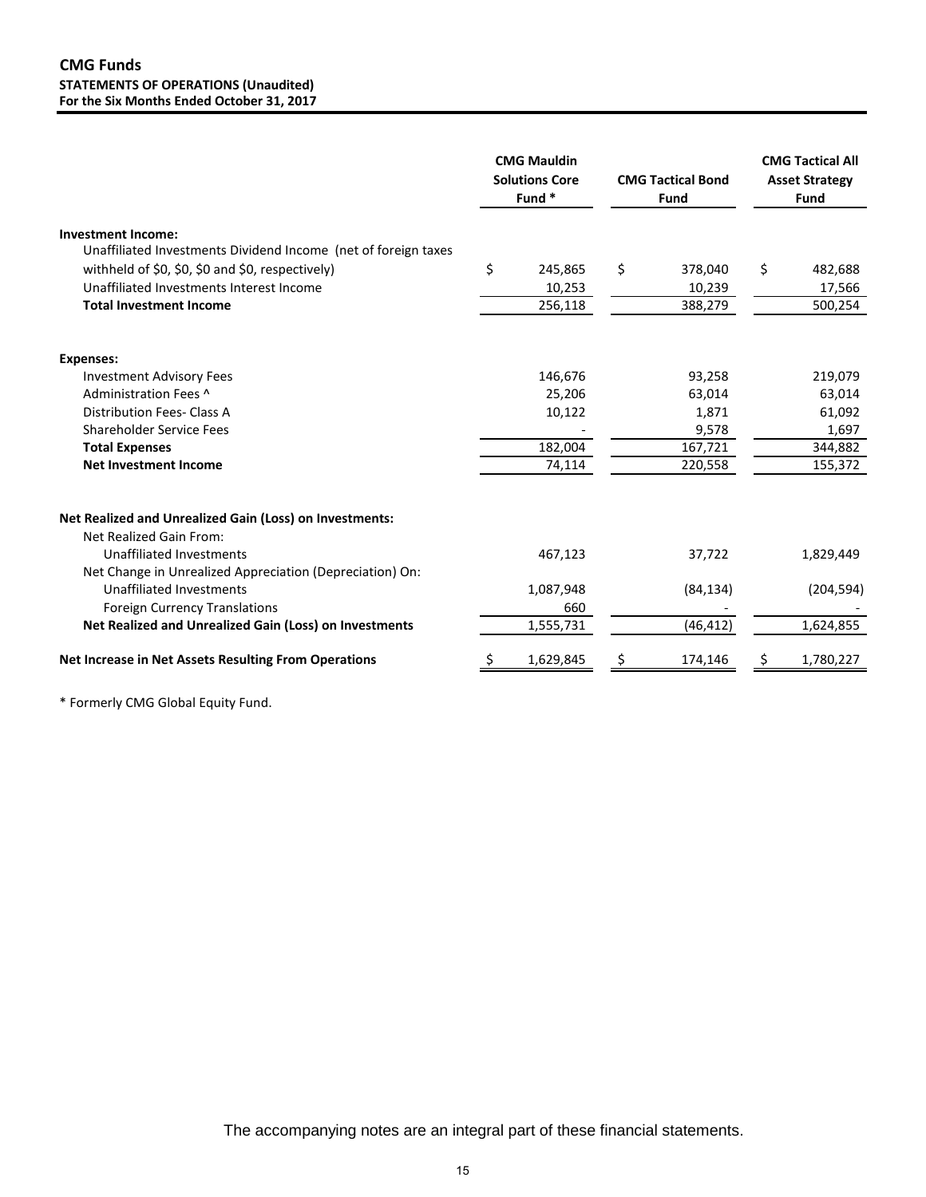# CMG Funds

**STATEMENTS OF OPERATIONS (Unaudited)**
**For the Six Months Ended October 31, 2017**

| | CMG Mauldin Solutions Core Fund * | CMG Tactical Bond Fund | CMG Tactical All Asset Strategy Fund |
|---|---|---|---|
| **Investment Income:** | | | |
| Unaffiliated Investments Dividend Income (net of foreign taxes withheld of $0, $0, $0 and $0, respectively) | $ 245,865 | $ 378,040 | $ 482,688 |
| Unaffiliated Investments Interest Income | 10,253 | 10,239 | 17,566 |
| **Total Investment Income** | 256,118 | 388,279 | 500,254 |
| **Expenses:** | | | |
| Investment Advisory Fees | 146,676 | 93,258 | 219,079 |
| Administration Fees ^ | 25,206 | 63,014 | 63,014 |
| Distribution Fees- Class A | 10,122 | 1,871 | 61,092 |
| Shareholder Service Fees | - | 9,578 | 1,697 |
| **Total Expenses** | 182,004 | 167,721 | 344,882 |
| **Net Investment Income** | 74,114 | 220,558 | 155,372 |
| **Net Realized and Unrealized Gain (Loss) on Investments:** | | | |
| Net Realized Gain From: | | | |
| Unaffiliated Investments | 467,123 | 37,722 | 1,829,449 |
| Net Change in Unrealized Appreciation (Depreciation) On: | | | |
| Unaffiliated Investments | 1,087,948 | (84,134) | (204,594) |
| Foreign Currency Translations | 660 | - | - |
| **Net Realized and Unrealized Gain (Loss) on Investments** | 1,555,731 | (46,412) | 1,624,855 |
| **Net Increase in Net Assets Resulting From Operations** | $ 1,629,845 | $ 174,146 | $ 1,780,227 |

* Formerly CMG Global Equity Fund.

The accompanying notes are an integral part of these financial statements.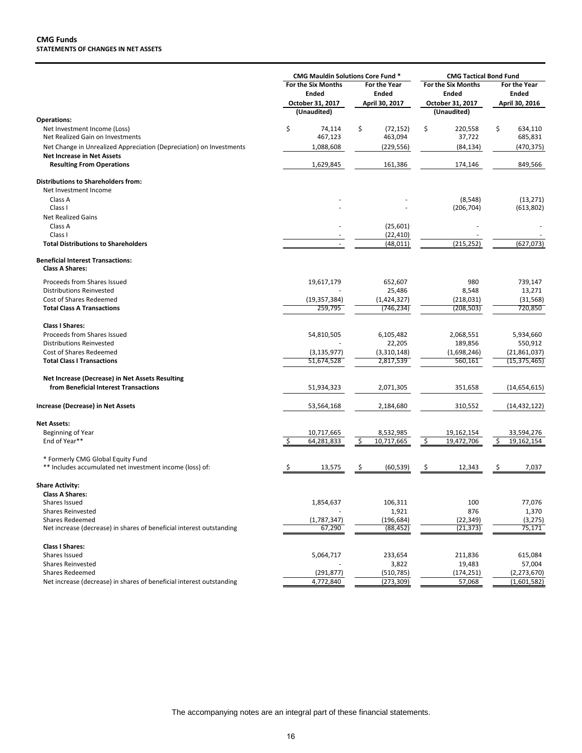**CMG Funds**
**STATEMENTS OF CHANGES IN NET ASSETS**

| | CMG Mauldin Solutions Core Fund * | | CMG Tactical Bond Fund | |
|---|---|---|---|---|
| | For the Six Months Ended October 31, 2017 (Unaudited) | For the Year Ended April 30, 2017 | For the Six Months Ended October 31, 2017 (Unaudited) | For the Year Ended April 30, 2016 |
| **Operations:** | | | | |
| Net Investment Income (Loss) | $ 74,114 | $ (72,152) | $ 220,558 | $ 634,110 |
| Net Realized Gain on Investments | 467,123 | 463,094 | 37,722 | 685,831 |
| Net Change in Unrealized Appreciation (Depreciation) on Investments | 1,088,608 | (229,556) | (84,134) | (470,375) |
| **Net Increase in Net Assets Resulting From Operations** | 1,629,845 | 161,386 | 174,146 | 849,566 |
| **Distributions to Shareholders from:** | | | | |
| Net Investment Income | | | | |
| Class A | - | - | (8,548) | (13,271) |
| Class I | - | - | (206,704) | (613,802) |
| Net Realized Gains | | | | |
| Class A | - | (25,601) | - | - |
| Class I | - | (22,410) | - | - |
| **Total Distributions to Shareholders** | - | (48,011) | (215,252) | (627,073) |
| **Beneficial Interest Transactions:** | | | | |
| **Class A Shares:** | | | | |
| Proceeds from Shares Issued | 19,617,179 | 652,607 | 980 | 739,147 |
| Distributions Reinvested | - | 25,486 | 8,548 | 13,271 |
| Cost of Shares Redeemed | (19,357,384) | (1,424,327) | (218,031) | (31,568) |
| **Total Class A Transactions** | 259,795 | (746,234) | (208,503) | 720,850 |
| **Class I Shares:** | | | | |
| Proceeds from Shares Issued | 54,810,505 | 6,105,482 | 2,068,551 | 5,934,660 |
| Distributions Reinvested | - | 22,205 | 189,856 | 550,912 |
| Cost of Shares Redeemed | (3,135,977) | (3,310,148) | (1,698,246) | (21,861,037) |
| **Total Class I Transactions** | 51,674,528 | 2,817,539 | 560,161 | (15,375,465) |
| **Net Increase (Decrease) in Net Assets Resulting from Beneficial Interest Transactions** | 51,934,323 | 2,071,305 | 351,658 | (14,654,615) |
| **Increase (Decrease) in Net Assets** | 53,564,168 | 2,184,680 | 310,552 | (14,432,122) |
| **Net Assets:** | | | | |
| Beginning of Year | 10,717,665 | 8,532,985 | 19,162,154 | 33,594,276 |
| End of Year** | $ 64,281,833 | $ 10,717,665 | $ 19,472,706 | $ 19,162,154 |
| * Formerly CMG Global Equity Fund | | | | |
| ** Includes accumulated net investment income (loss) of: | $ 13,575 | $ (60,539) | $ 12,343 | $ 7,037 |
| **Share Activity:** | | | | |
| **Class A Shares:** | | | | |
| Shares Issued | 1,854,637 | 106,311 | 100 | 77,076 |
| Shares Reinvested | - | 1,921 | 876 | 1,370 |
| Shares Redeemed | (1,787,347) | (196,684) | (22,349) | (3,275) |
| Net increase (decrease) in shares of beneficial interest outstanding | 67,290 | (88,452) | (21,373) | 75,171 |
| **Class I Shares:** | | | | |
| Shares Issued | 5,064,717 | 233,654 | 211,836 | 615,084 |
| Shares Reinvested | - | 3,822 | 19,483 | 57,004 |
| Shares Redeemed | (291,877) | (510,785) | (174,251) | (2,273,670) |
| Net increase (decrease) in shares of beneficial interest outstanding | 4,772,840 | (273,309) | 57,068 | (1,601,582) |

The accompanying notes are an integral part of these financial statements.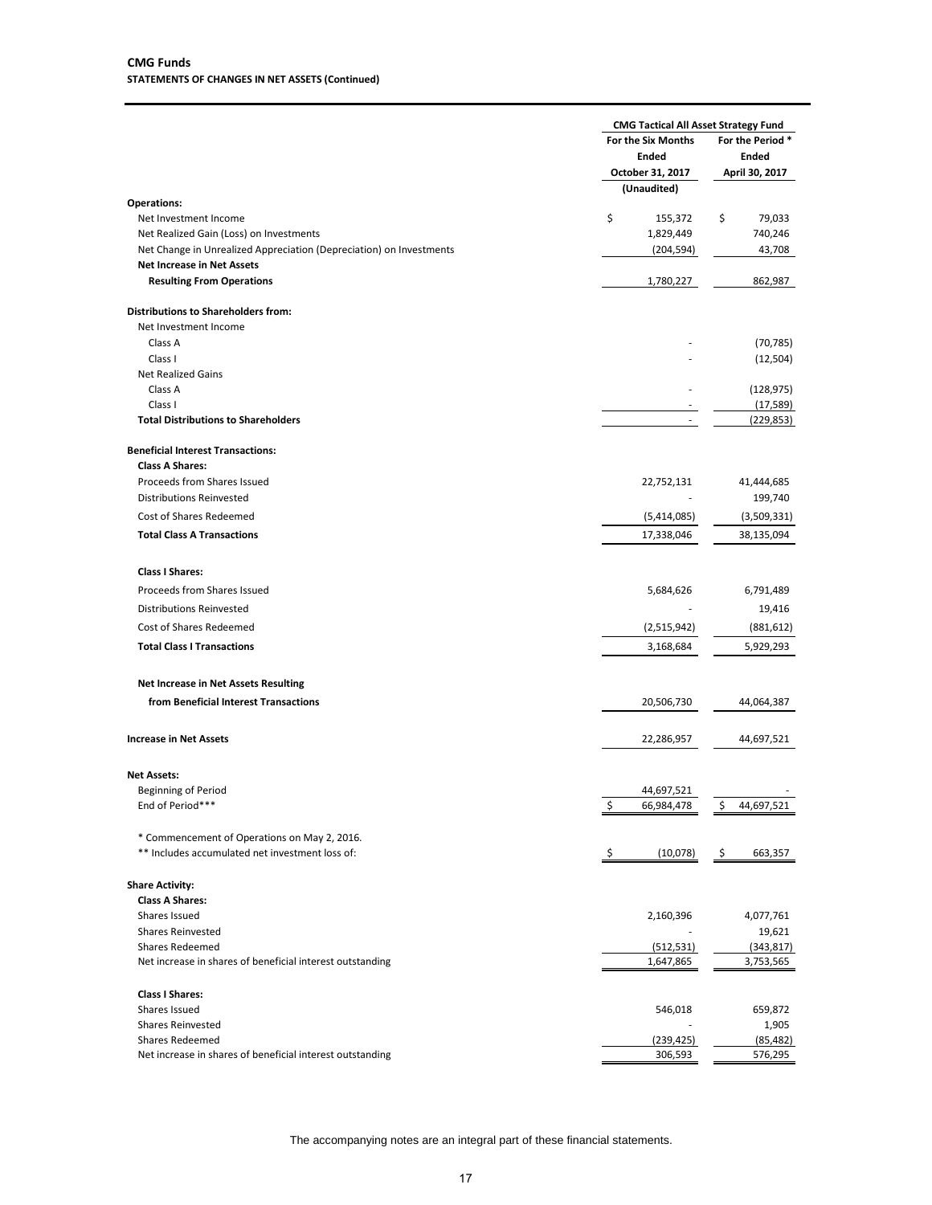**CMG Funds**
**STATEMENTS OF CHANGES IN NET ASSETS (Continued)**

| | CMG Tactical All Asset Strategy Fund | |
|---|---|---|
| | For the Six Months Ended October 31, 2017 (Unaudited) | For the Period * Ended April 30, 2017 |
| **Operations:** | | |
| Net Investment Income | $ 155,372 | $ 79,033 |
| Net Realized Gain (Loss) on Investments | 1,829,449 | 740,246 |
| Net Change in Unrealized Appreciation (Depreciation) on Investments | (204,594) | 43,708 |
| **Net Increase in Net Assets Resulting From Operations** | 1,780,227 | 862,987 |
| | | |
| **Distributions to Shareholders from:** | | |
| Net Investment Income | | |
| Class A | - | (70,785) |
| Class I | - | (12,504) |
| Net Realized Gains | | |
| Class A | - | (128,975) |
| Class I | - | (17,589) |
| **Total Distributions to Shareholders** | - | (229,853) |
| | | |
| **Beneficial Interest Transactions:** | | |
| **Class A Shares:** | | |
| Proceeds from Shares Issued | 22,752,131 | 41,444,685 |
| Distributions Reinvested | - | 199,740 |
| Cost of Shares Redeemed | (5,414,085) | (3,509,331) |
| **Total Class A Transactions** | 17,338,046 | 38,135,094 |
| | | |
| **Class I Shares:** | | |
| Proceeds from Shares Issued | 5,684,626 | 6,791,489 |
| Distributions Reinvested | - | 19,416 |
| Cost of Shares Redeemed | (2,515,942) | (881,612) |
| **Total Class I Transactions** | 3,168,684 | 5,929,293 |
| | | |
| **Net Increase in Net Assets Resulting from Beneficial Interest Transactions** | 20,506,730 | 44,064,387 |
| | | |
| **Increase in Net Assets** | 22,286,957 | 44,697,521 |
| | | |
| **Net Assets:** | | |
| Beginning of Period | 44,697,521 | - |
| End of Period*** | $ 66,984,478 | $ 44,697,521 |
| | | |
| * Commencement of Operations on May 2, 2016. | | |
| ** Includes accumulated net investment loss of: | $ (10,078) | $ 663,357 |
| | | |
| **Share Activity:** | | |
| **Class A Shares:** | | |
| Shares Issued | 2,160,396 | 4,077,761 |
| Shares Reinvested | - | 19,621 |
| Shares Redeemed | (512,531) | (343,817) |
| Net increase in shares of beneficial interest outstanding | 1,647,865 | 3,753,565 |
| | | |
| **Class I Shares:** | | |
| Shares Issued | 546,018 | 659,872 |
| Shares Reinvested | - | 1,905 |
| Shares Redeemed | (239,425) | (85,482) |
| Net increase in shares of beneficial interest outstanding | 306,593 | 576,295 |

The accompanying notes are an integral part of these financial statements.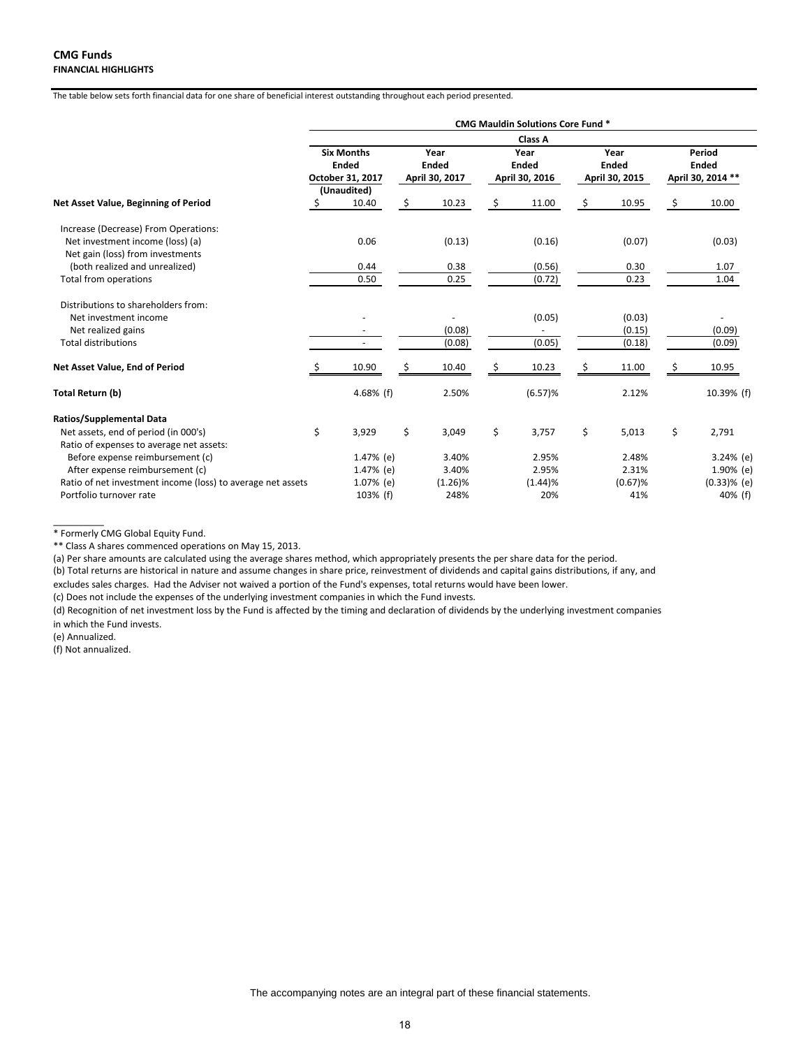**CMG Funds**
**FINANCIAL HIGHLIGHTS**

The table below sets forth financial data for one share of beneficial interest outstanding throughout each period presented.

| | CMG Mauldin Solutions Core Fund * | | | | |
|---|---|---|---|---|---|
| | Class A | | | | |
| | Six Months Ended October 31, 2017 (Unaudited) | Year Ended April 30, 2017 | Year Ended April 30, 2016 | Year Ended April 30, 2015 | Period Ended April 30, 2014 ** |
| **Net Asset Value, Beginning of Period** | $ 10.40 | $ 10.23 | $ 11.00 | $ 10.95 | $ 10.00 |
| Increase (Decrease) From Operations: | | | | | |
| Net investment income (loss) (a) | 0.06 | (0.13) | (0.16) | (0.07) | (0.03) |
| Net gain (loss) from investments (both realized and unrealized) | 0.44 | 0.38 | (0.56) | 0.30 | 1.07 |
| Total from operations | 0.50 | 0.25 | (0.72) | 0.23 | 1.04 |
| Distributions to shareholders from: | | | | | |
| Net investment income | - | - | (0.05) | (0.03) | - |
| Net realized gains | - | (0.08) | - | (0.15) | (0.09) |
| Total distributions | - | (0.08) | (0.05) | (0.18) | (0.09) |
| **Net Asset Value, End of Period** | $ 10.90 | $ 10.40 | $ 10.23 | $ 11.00 | $ 10.95 |
| **Total Return (b)** | 4.68% (f) | 2.50% | (6.57)% | 2.12% | 10.39% (f) |
| **Ratios/Supplemental Data** | | | | | |
| Net assets, end of period (in 000's) | $ 3,929 | $ 3,049 | $ 3,757 | $ 5,013 | $ 2,791 |
| Ratio of expenses to average net assets: | | | | | |
| Before expense reimbursement (c) | 1.47% (e) | 3.40% | 2.95% | 2.48% | 3.24% (e) |
| After expense reimbursement (c) | 1.47% (e) | 3.40% | 2.95% | 2.31% | 1.90% (e) |
| Ratio of net investment income (loss) to average net assets | 1.07% (e) | (1.26)% | (1.44)% | (0.67)% | (0.33)% (e) |
| Portfolio turnover rate | 103% (f) | 248% | 20% | 41% | 40% (f) |

\_\_\_\_\_\_\_\_\_\_

\* Formerly CMG Global Equity Fund.

\*\* Class A shares commenced operations on May 15, 2013.

(a) Per share amounts are calculated using the average shares method, which appropriately presents the per share data for the period.

(b) Total returns are historical in nature and assume changes in share price, reinvestment of dividends and capital gains distributions, if any, and excludes sales charges. Had the Adviser not waived a portion of the Fund's expenses, total returns would have been lower.

(c) Does not include the expenses of the underlying investment companies in which the Fund invests.

(d) Recognition of net investment loss by the Fund is affected by the timing and declaration of dividends by the underlying investment companies in which the Fund invests.

(e) Annualized.

(f) Not annualized.

The accompanying notes are an integral part of these financial statements.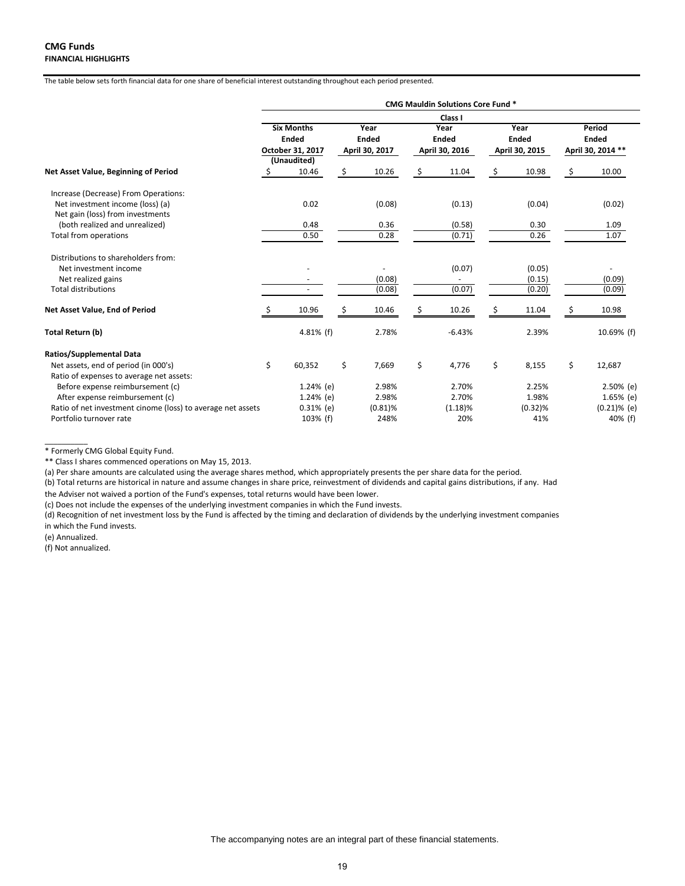**CMG Funds**
**FINANCIAL HIGHLIGHTS**

The table below sets forth financial data for one share of beneficial interest outstanding throughout each period presented.

| | CMG Mauldin Solutions Core Fund * | | | | |
|---|---|---|---|---|---|
| | Class I | | | | |
| | Six Months Ended October 31, 2017 (Unaudited) | Year Ended April 30, 2017 | Year Ended April 30, 2016 | Year Ended April 30, 2015 | Period Ended April 30, 2014 ** |
| **Net Asset Value, Beginning of Period** | $ 10.46 | $ 10.26 | $ 11.04 | $ 10.98 | $ 10.00 |
| Increase (Decrease) From Operations: | | | | | |
| Net investment income (loss) (a) | 0.02 | (0.08) | (0.13) | (0.04) | (0.02) |
| Net gain (loss) from investments (both realized and unrealized) | 0.48 | 0.36 | (0.58) | 0.30 | 1.09 |
| Total from operations | 0.50 | 0.28 | (0.71) | 0.26 | 1.07 |
| Distributions to shareholders from: | | | | | |
| Net investment income | - | - | (0.07) | (0.05) | - |
| Net realized gains | - | (0.08) | - | (0.15) | (0.09) |
| Total distributions | - | (0.08) | (0.07) | (0.20) | (0.09) |
| **Net Asset Value, End of Period** | $ 10.96 | $ 10.46 | $ 10.26 | $ 11.04 | $ 10.98 |
| **Total Return (b)** | 4.81% (f) | 2.78% | -6.43% | 2.39% | 10.69% (f) |
| **Ratios/Supplemental Data** | | | | | |
| Net assets, end of period (in 000's) | $ 60,352 | $ 7,669 | $ 4,776 | $ 8,155 | $ 12,687 |
| Ratio of expenses to average net assets: | | | | | |
| Before expense reimbursement (c) | 1.24% (e) | 2.98% | 2.70% | 2.25% | 2.50% (e) |
| After expense reimbursement (c) | 1.24% (e) | 2.98% | 2.70% | 1.98% | 1.65% (e) |
| Ratio of net investment cinome (loss) to average net assets | 0.31% (e) | (0.81)% | (1.18)% | (0.32)% | (0.21)% (e) |
| Portfolio turnover rate | 103% (f) | 248% | 20% | 41% | 40% (f) |

\_\_\_\_\_\_\_\_\_\_

* Formerly CMG Global Equity Fund.

** Class I shares commenced operations on May 15, 2013.

(a) Per share amounts are calculated using the average shares method, which appropriately presents the per share data for the period.

(b) Total returns are historical in nature and assume changes in share price, reinvestment of dividends and capital gains distributions, if any. Had the Adviser not waived a portion of the Fund's expenses, total returns would have been lower.

(c) Does not include the expenses of the underlying investment companies in which the Fund invests.

(d) Recognition of net investment loss by the Fund is affected by the timing and declaration of dividends by the underlying investment companies in which the Fund invests.

(e) Annualized.

(f) Not annualized.

The accompanying notes are an integral part of these financial statements.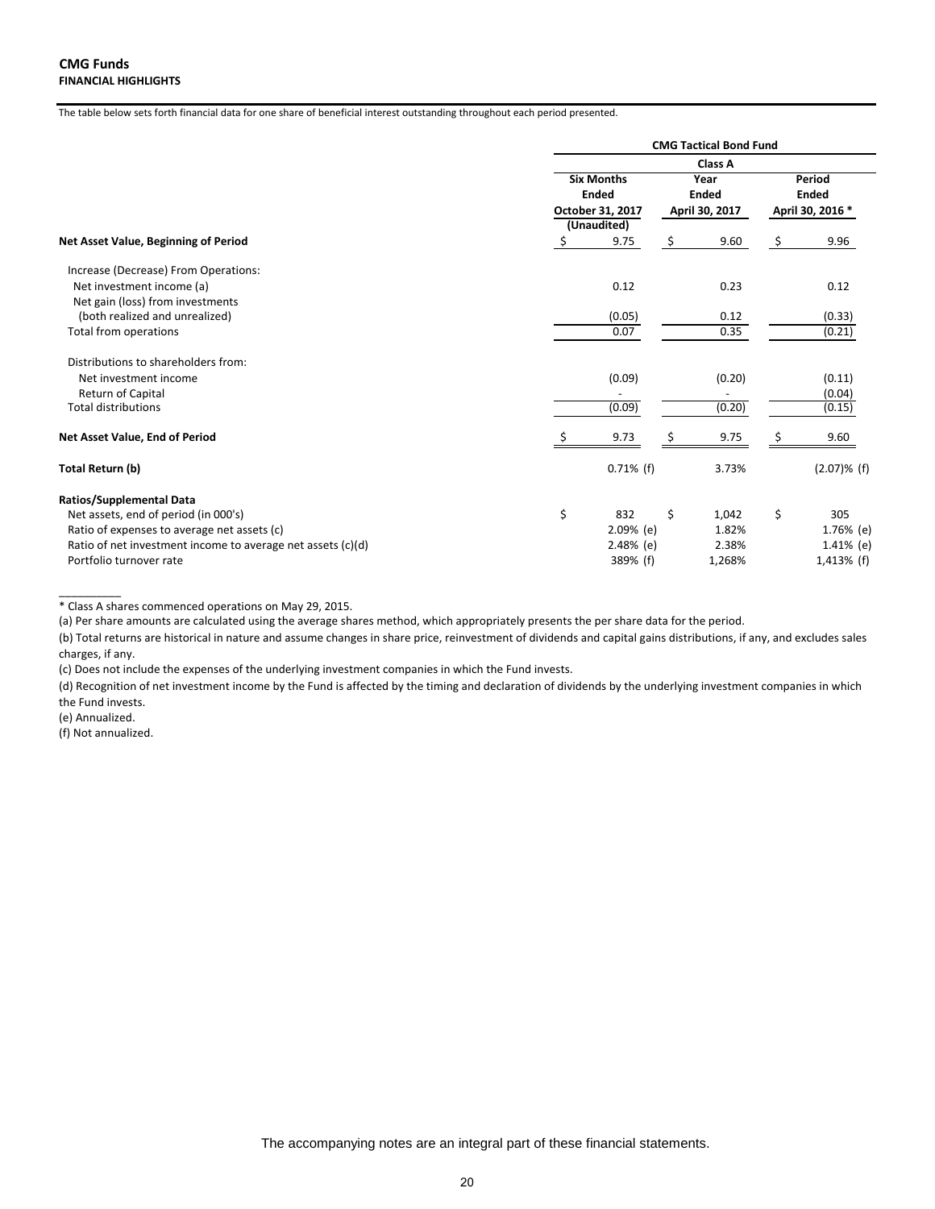**CMG Funds**
**FINANCIAL HIGHLIGHTS**

The table below sets forth financial data for one share of beneficial interest outstanding throughout each period presented.

| | CMG Tactical Bond Fund | | |
|---|---|---|---|
| | Class A | | |
| | Six Months Ended October 31, 2017 (Unaudited) | Year Ended April 30, 2017 | Period Ended April 30, 2016 * |
| **Net Asset Value, Beginning of Period** | $ 9.75 | $ 9.60 | $ 9.96 |
| Increase (Decrease) From Operations: | | | |
| Net investment income (a) | 0.12 | 0.23 | 0.12 |
| Net gain (loss) from investments (both realized and unrealized) | (0.05) | 0.12 | (0.33) |
| Total from operations | 0.07 | 0.35 | (0.21) |
| Distributions to shareholders from: | | | |
| Net investment income | (0.09) | (0.20) | (0.11) |
| Return of Capital | - | - | (0.04) |
| Total distributions | (0.09) | (0.20) | (0.15) |
| **Net Asset Value, End of Period** | $ 9.73 | $ 9.75 | $ 9.60 |
| **Total Return (b)** | 0.71% (f) | 3.73% | (2.07)% (f) |
| **Ratios/Supplemental Data** | | | |
| Net assets, end of period (in 000's) | $ 832 | $ 1,042 | $ 305 |
| Ratio of expenses to average net assets (c) | 2.09% (e) | 1.82% | 1.76% (e) |
| Ratio of net investment income to average net assets (c)(d) | 2.48% (e) | 2.38% | 1.41% (e) |
| Portfolio turnover rate | 389% (f) | 1,268% | 1,413% (f) |

__________
* Class A shares commenced operations on May 29, 2015.

(a) Per share amounts are calculated using the average shares method, which appropriately presents the per share data for the period.

(b) Total returns are historical in nature and assume changes in share price, reinvestment of dividends and capital gains distributions, if any, and excludes sales charges, if any.

(c) Does not include the expenses of the underlying investment companies in which the Fund invests.

(d) Recognition of net investment income by the Fund is affected by the timing and declaration of dividends by the underlying investment companies in which the Fund invests.

(e) Annualized.

(f) Not annualized.

The accompanying notes are an integral part of these financial statements.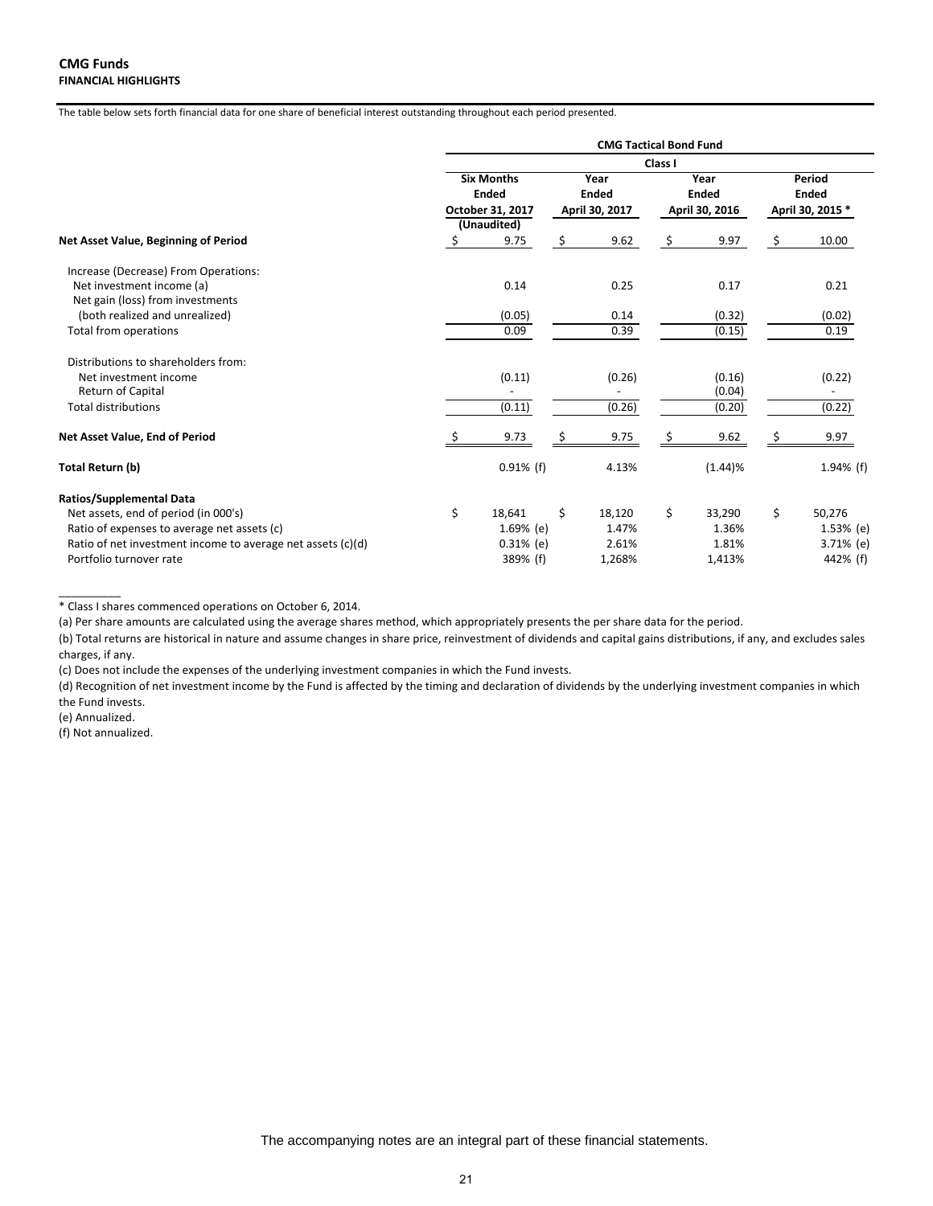**CMG Funds**
**FINANCIAL HIGHLIGHTS**

The table below sets forth financial data for one share of beneficial interest outstanding throughout each period presented.

| | CMG Tactical Bond Fund | | | |
|---|---|---|---|---|
| | Class I | | | |
| | Six Months Ended October 31, 2017 (Unaudited) | Year Ended April 30, 2017 | Year Ended April 30, 2016 | Period Ended April 30, 2015 * |
| **Net Asset Value, Beginning of Period** | $ 9.75 | $ 9.62 | $ 9.97 | $ 10.00 |
| Increase (Decrease) From Operations: | | | | |
| Net investment income (a) | 0.14 | 0.25 | 0.17 | 0.21 |
| Net gain (loss) from investments (both realized and unrealized) | (0.05) | 0.14 | (0.32) | (0.02) |
| Total from operations | 0.09 | 0.39 | (0.15) | 0.19 |
| Distributions to shareholders from: | | | | |
| Net investment income | (0.11) | (0.26) | (0.16) | (0.22) |
| Return of Capital | - | - | (0.04) | - |
| Total distributions | (0.11) | (0.26) | (0.20) | (0.22) |
| **Net Asset Value, End of Period** | $ 9.73 | $ 9.75 | $ 9.62 | $ 9.97 |
| **Total Return (b)** | 0.91% (f) | 4.13% | (1.44)% | 1.94% (f) |
| **Ratios/Supplemental Data** | | | | |
| Net assets, end of period (in 000's) | $ 18,641 | $ 18,120 | $ 33,290 | $ 50,276 |
| Ratio of expenses to average net assets (c) | 1.69% (e) | 1.47% | 1.36% | 1.53% (e) |
| Ratio of net investment income to average net assets (c)(d) | 0.31% (e) | 2.61% | 1.81% | 3.71% (e) |
| Portfolio turnover rate | 389% (f) | 1,268% | 1,413% | 442% (f) |

__________
* Class I shares commenced operations on October 6, 2014.

(a) Per share amounts are calculated using the average shares method, which appropriately presents the per share data for the period.

(b) Total returns are historical in nature and assume changes in share price, reinvestment of dividends and capital gains distributions, if any, and excludes sales charges, if any.

(c) Does not include the expenses of the underlying investment companies in which the Fund invests.

(d) Recognition of net investment income by the Fund is affected by the timing and declaration of dividends by the underlying investment companies in which the Fund invests.

(e) Annualized.

(f) Not annualized.

The accompanying notes are an integral part of these financial statements.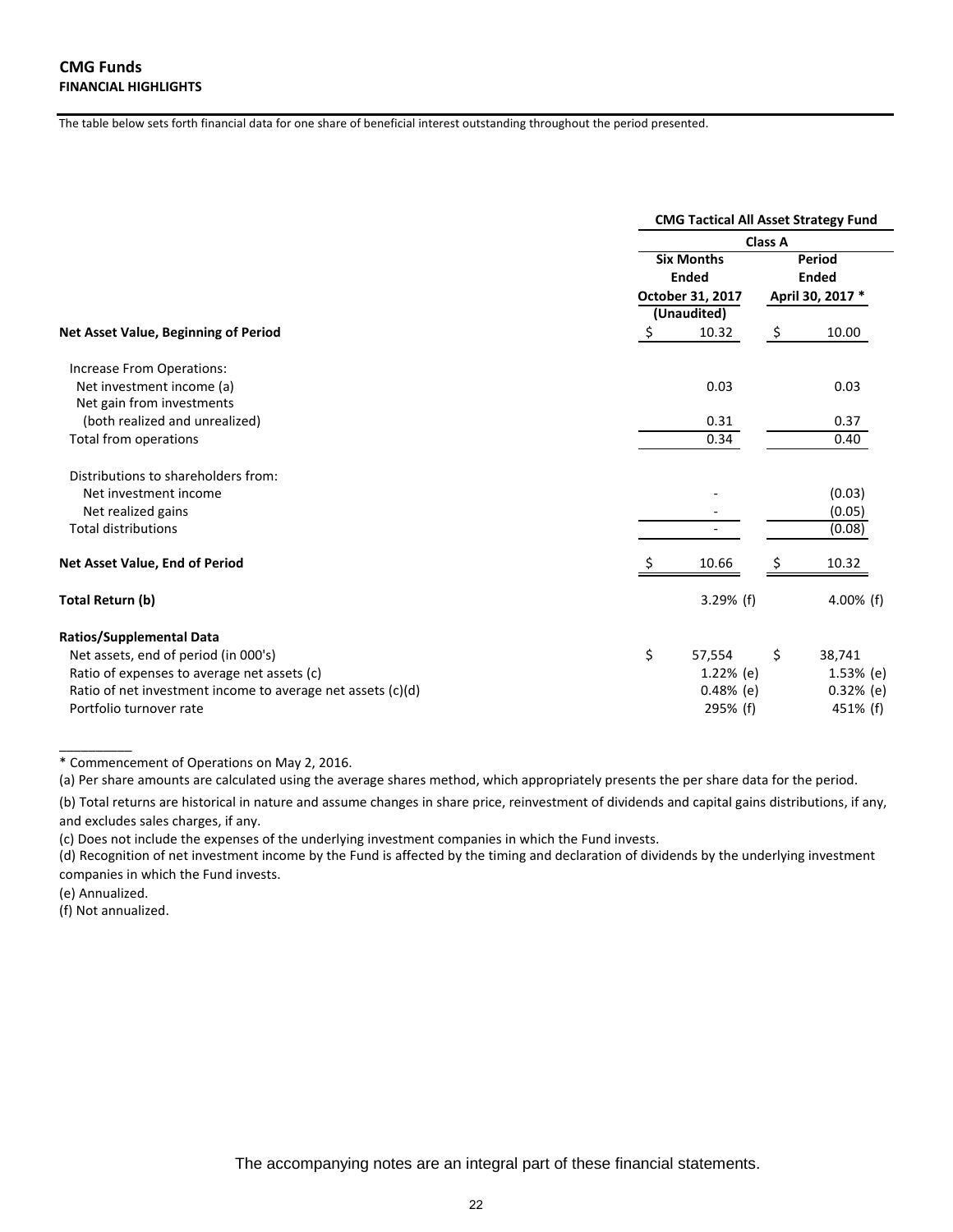# CMG Funds

## FINANCIAL HIGHLIGHTS

The table below sets forth financial data for one share of beneficial interest outstanding throughout the period presented.

| | CMG Tactical All Asset Strategy Fund | |
|---|---|---|
| | Class A | |
| | Six Months Ended October 31, 2017 (Unaudited) | Period Ended April 30, 2017 * |
| **Net Asset Value, Beginning of Period** | $ 10.32 | $ 10.00 |
| Increase From Operations: | | |
| Net investment income (a) | 0.03 | 0.03 |
| Net gain from investments (both realized and unrealized) | 0.31 | 0.37 |
| Total from operations | 0.34 | 0.40 |
| Distributions to shareholders from: | | |
| Net investment income | - | (0.03) |
| Net realized gains | - | (0.05) |
| Total distributions | - | (0.08) |
| **Net Asset Value, End of Period** | $ 10.66 | $ 10.32 |
| **Total Return (b)** | 3.29% (f) | 4.00% (f) |
| **Ratios/Supplemental Data** | | |
| Net assets, end of period (in 000's) | $ 57,554 | $ 38,741 |
| Ratio of expenses to average net assets (c) | 1.22% (e) | 1.53% (e) |
| Ratio of net investment income to average net assets (c)(d) | 0.48% (e) | 0.32% (e) |
| Portfolio turnover rate | 295% (f) | 451% (f) |

__________

\* Commencement of Operations on May 2, 2016.

(a) Per share amounts are calculated using the average shares method, which appropriately presents the per share data for the period.

(b) Total returns are historical in nature and assume changes in share price, reinvestment of dividends and capital gains distributions, if any, and excludes sales charges, if any.

(c) Does not include the expenses of the underlying investment companies in which the Fund invests.

(d) Recognition of net investment income by the Fund is affected by the timing and declaration of dividends by the underlying investment companies in which the Fund invests.

(e) Annualized.

(f) Not annualized.

The accompanying notes are an integral part of these financial statements.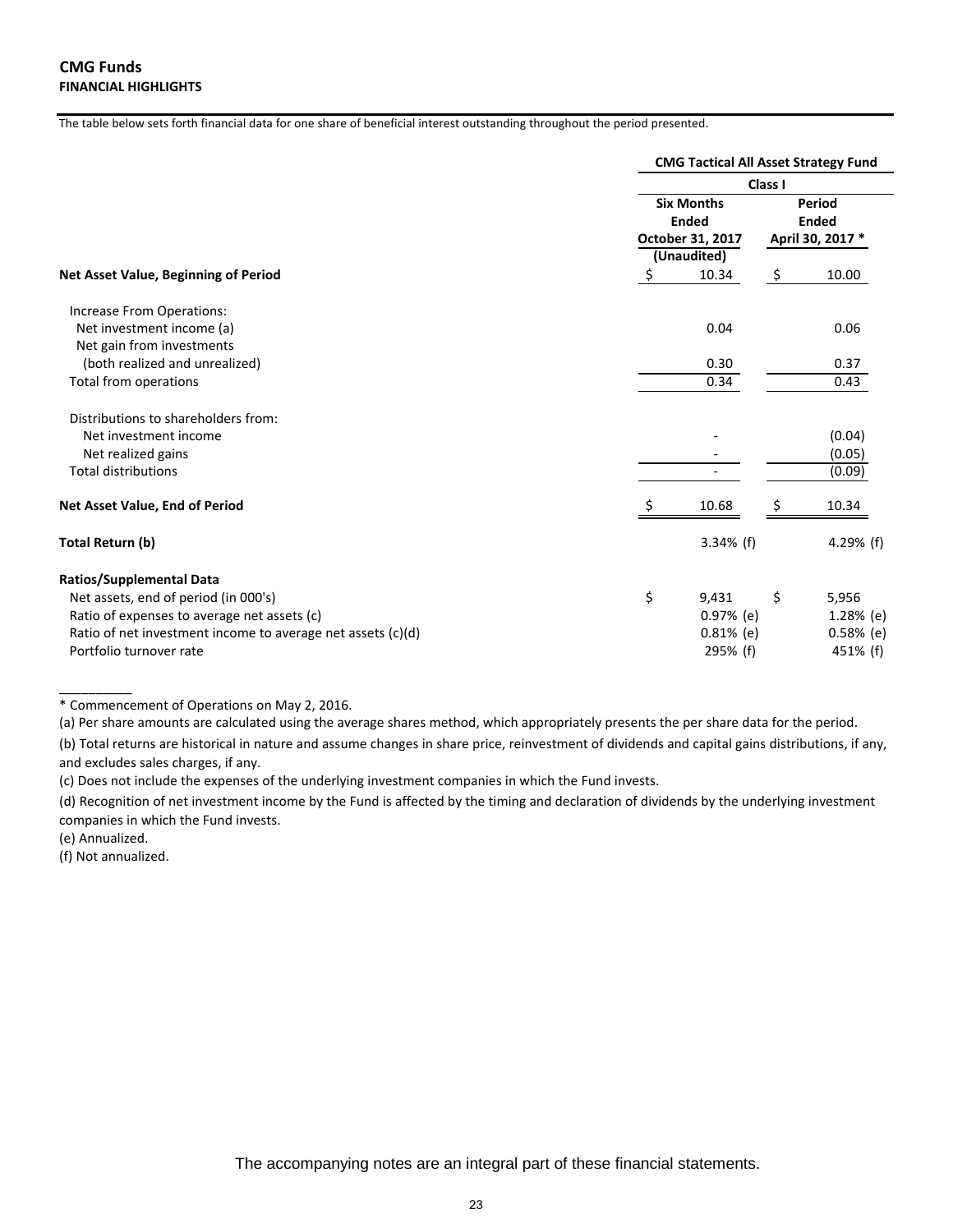# CMG Funds
## FINANCIAL HIGHLIGHTS

The table below sets forth financial data for one share of beneficial interest outstanding throughout the period presented.

| | CMG Tactical All Asset Strategy Fund | |
|---|---|---|
| | Class I | |
| | Six Months Ended October 31, 2017 (Unaudited) | Period Ended April 30, 2017 * |
| **Net Asset Value, Beginning of Period** | $ 10.34 | $ 10.00 |
| Increase From Operations: | | |
| Net investment income (a) | 0.04 | 0.06 |
| Net gain from investments (both realized and unrealized) | 0.30 | 0.37 |
| Total from operations | 0.34 | 0.43 |
| Distributions to shareholders from: | | |
| Net investment income | - | (0.04) |
| Net realized gains | - | (0.05) |
| Total distributions | - | (0.09) |
| **Net Asset Value, End of Period** | $ 10.68 | $ 10.34 |
| **Total Return (b)** | 3.34% (f) | 4.29% (f) |
| **Ratios/Supplemental Data** | | |
| Net assets, end of period (in 000's) | $ 9,431 | $ 5,956 |
| Ratio of expenses to average net assets (c) | 0.97% (e) | 1.28% (e) |
| Ratio of net investment income to average net assets (c)(d) | 0.81% (e) | 0.58% (e) |
| Portfolio turnover rate | 295% (f) | 451% (f) |

__________

* Commencement of Operations on May 2, 2016.

(a) Per share amounts are calculated using the average shares method, which appropriately presents the per share data for the period.

(b) Total returns are historical in nature and assume changes in share price, reinvestment of dividends and capital gains distributions, if any, and excludes sales charges, if any.

(c) Does not include the expenses of the underlying investment companies in which the Fund invests.

(d) Recognition of net investment income by the Fund is affected by the timing and declaration of dividends by the underlying investment companies in which the Fund invests.

(e) Annualized.

(f) Not annualized.

The accompanying notes are an integral part of these financial statements.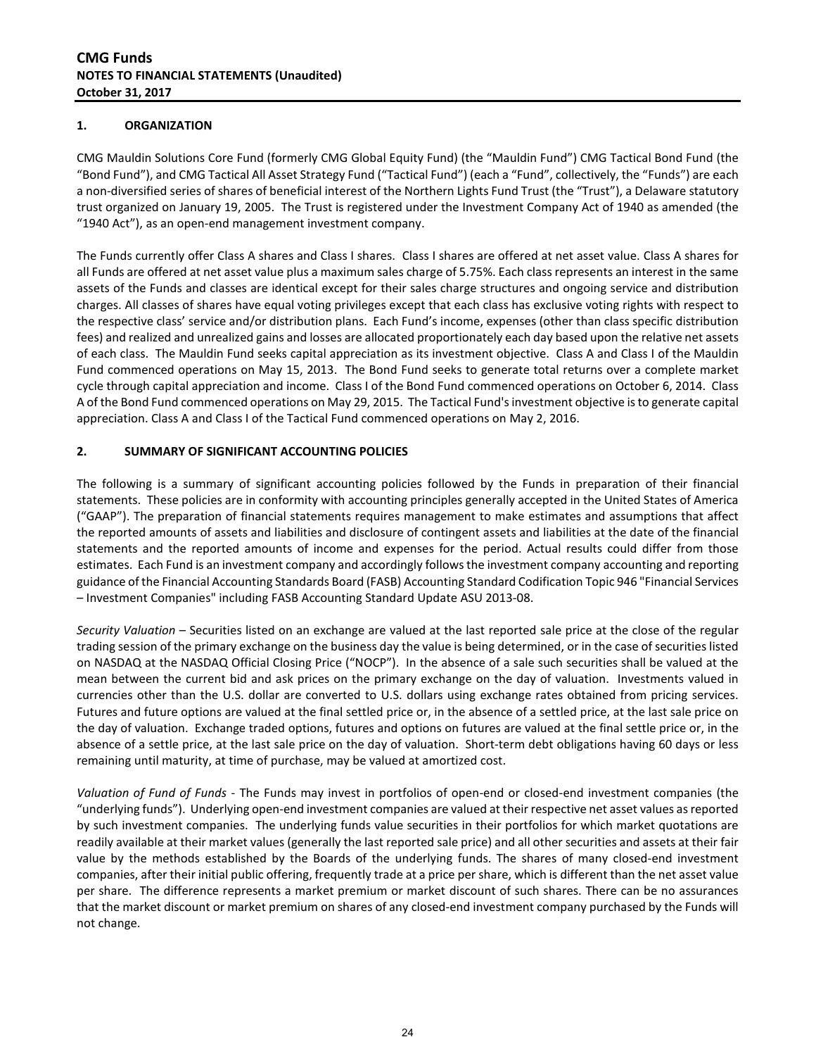**CMG Funds**
**NOTES TO FINANCIAL STATEMENTS (Unaudited)**
**October 31, 2017**

## 1. ORGANIZATION

CMG Mauldin Solutions Core Fund (formerly CMG Global Equity Fund) (the "Mauldin Fund") CMG Tactical Bond Fund (the "Bond Fund"), and CMG Tactical All Asset Strategy Fund ("Tactical Fund") (each a "Fund", collectively, the "Funds") are each a non-diversified series of shares of beneficial interest of the Northern Lights Fund Trust (the "Trust"), a Delaware statutory trust organized on January 19, 2005. The Trust is registered under the Investment Company Act of 1940 as amended (the "1940 Act"), as an open-end management investment company.

The Funds currently offer Class A shares and Class I shares. Class I shares are offered at net asset value. Class A shares for all Funds are offered at net asset value plus a maximum sales charge of 5.75%. Each class represents an interest in the same assets of the Funds and classes are identical except for their sales charge structures and ongoing service and distribution charges. All classes of shares have equal voting privileges except that each class has exclusive voting rights with respect to the respective class' service and/or distribution plans. Each Fund's income, expenses (other than class specific distribution fees) and realized and unrealized gains and losses are allocated proportionately each day based upon the relative net assets of each class. The Mauldin Fund seeks capital appreciation as its investment objective. Class A and Class I of the Mauldin Fund commenced operations on May 15, 2013. The Bond Fund seeks to generate total returns over a complete market cycle through capital appreciation and income. Class I of the Bond Fund commenced operations on October 6, 2014. Class A of the Bond Fund commenced operations on May 29, 2015. The Tactical Fund's investment objective is to generate capital appreciation. Class A and Class I of the Tactical Fund commenced operations on May 2, 2016.

## 2. SUMMARY OF SIGNIFICANT ACCOUNTING POLICIES

The following is a summary of significant accounting policies followed by the Funds in preparation of their financial statements. These policies are in conformity with accounting principles generally accepted in the United States of America ("GAAP"). The preparation of financial statements requires management to make estimates and assumptions that affect the reported amounts of assets and liabilities and disclosure of contingent assets and liabilities at the date of the financial statements and the reported amounts of income and expenses for the period. Actual results could differ from those estimates. Each Fund is an investment company and accordingly follows the investment company accounting and reporting guidance of the Financial Accounting Standards Board (FASB) Accounting Standard Codification Topic 946 "Financial Services – Investment Companies" including FASB Accounting Standard Update ASU 2013-08.

*Security Valuation* – Securities listed on an exchange are valued at the last reported sale price at the close of the regular trading session of the primary exchange on the business day the value is being determined, or in the case of securities listed on NASDAQ at the NASDAQ Official Closing Price ("NOCP"). In the absence of a sale such securities shall be valued at the mean between the current bid and ask prices on the primary exchange on the day of valuation. Investments valued in currencies other than the U.S. dollar are converted to U.S. dollars using exchange rates obtained from pricing services. Futures and future options are valued at the final settled price or, in the absence of a settled price, at the last sale price on the day of valuation. Exchange traded options, futures and options on futures are valued at the final settle price or, in the absence of a settle price, at the last sale price on the day of valuation. Short-term debt obligations having 60 days or less remaining until maturity, at time of purchase, may be valued at amortized cost.

*Valuation of Fund of Funds* - The Funds may invest in portfolios of open-end or closed-end investment companies (the "underlying funds"). Underlying open-end investment companies are valued at their respective net asset values as reported by such investment companies. The underlying funds value securities in their portfolios for which market quotations are readily available at their market values (generally the last reported sale price) and all other securities and assets at their fair value by the methods established by the Boards of the underlying funds. The shares of many closed-end investment companies, after their initial public offering, frequently trade at a price per share, which is different than the net asset value per share. The difference represents a market premium or market discount of such shares. There can be no assurances that the market discount or market premium on shares of any closed-end investment company purchased by the Funds will not change.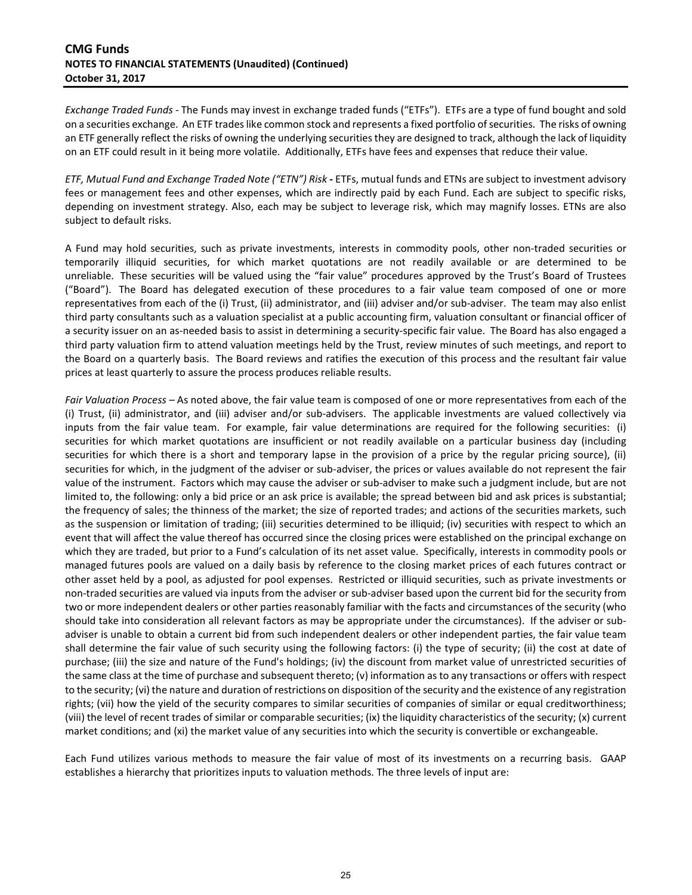*Exchange Traded Funds* - The Funds may invest in exchange traded funds ("ETFs"). ETFs are a type of fund bought and sold on a securities exchange. An ETF trades like common stock and represents a fixed portfolio of securities. The risks of owning an ETF generally reflect the risks of owning the underlying securities they are designed to track, although the lack of liquidity on an ETF could result in it being more volatile. Additionally, ETFs have fees and expenses that reduce their value.

*ETF, Mutual Fund and Exchange Traded Note ("ETN") Risk* **-** ETFs, mutual funds and ETNs are subject to investment advisory fees or management fees and other expenses, which are indirectly paid by each Fund. Each are subject to specific risks, depending on investment strategy. Also, each may be subject to leverage risk, which may magnify losses. ETNs are also subject to default risks.

A Fund may hold securities, such as private investments, interests in commodity pools, other non-traded securities or temporarily illiquid securities, for which market quotations are not readily available or are determined to be unreliable. These securities will be valued using the "fair value" procedures approved by the Trust's Board of Trustees ("Board"). The Board has delegated execution of these procedures to a fair value team composed of one or more representatives from each of the (i) Trust, (ii) administrator, and (iii) adviser and/or sub-adviser. The team may also enlist third party consultants such as a valuation specialist at a public accounting firm, valuation consultant or financial officer of a security issuer on an as-needed basis to assist in determining a security-specific fair value. The Board has also engaged a third party valuation firm to attend valuation meetings held by the Trust, review minutes of such meetings, and report to the Board on a quarterly basis. The Board reviews and ratifies the execution of this process and the resultant fair value prices at least quarterly to assure the process produces reliable results.

*Fair Valuation Process* – As noted above, the fair value team is composed of one or more representatives from each of the (i) Trust, (ii) administrator, and (iii) adviser and/or sub-advisers. The applicable investments are valued collectively via inputs from the fair value team. For example, fair value determinations are required for the following securities: (i) securities for which market quotations are insufficient or not readily available on a particular business day (including securities for which there is a short and temporary lapse in the provision of a price by the regular pricing source), (ii) securities for which, in the judgment of the adviser or sub-adviser, the prices or values available do not represent the fair value of the instrument. Factors which may cause the adviser or sub-adviser to make such a judgment include, but are not limited to, the following: only a bid price or an ask price is available; the spread between bid and ask prices is substantial; the frequency of sales; the thinness of the market; the size of reported trades; and actions of the securities markets, such as the suspension or limitation of trading; (iii) securities determined to be illiquid; (iv) securities with respect to which an event that will affect the value thereof has occurred since the closing prices were established on the principal exchange on which they are traded, but prior to a Fund's calculation of its net asset value. Specifically, interests in commodity pools or managed futures pools are valued on a daily basis by reference to the closing market prices of each futures contract or other asset held by a pool, as adjusted for pool expenses. Restricted or illiquid securities, such as private investments or non-traded securities are valued via inputs from the adviser or sub-adviser based upon the current bid for the security from two or more independent dealers or other parties reasonably familiar with the facts and circumstances of the security (who should take into consideration all relevant factors as may be appropriate under the circumstances). If the adviser or sub-adviser is unable to obtain a current bid from such independent dealers or other independent parties, the fair value team shall determine the fair value of such security using the following factors: (i) the type of security; (ii) the cost at date of purchase; (iii) the size and nature of the Fund's holdings; (iv) the discount from market value of unrestricted securities of the same class at the time of purchase and subsequent thereto; (v) information as to any transactions or offers with respect to the security; (vi) the nature and duration of restrictions on disposition of the security and the existence of any registration rights; (vii) how the yield of the security compares to similar securities of companies of similar or equal creditworthiness; (viii) the level of recent trades of similar or comparable securities; (ix) the liquidity characteristics of the security; (x) current market conditions; and (xi) the market value of any securities into which the security is convertible or exchangeable.

Each Fund utilizes various methods to measure the fair value of most of its investments on a recurring basis. GAAP establishes a hierarchy that prioritizes inputs to valuation methods. The three levels of input are: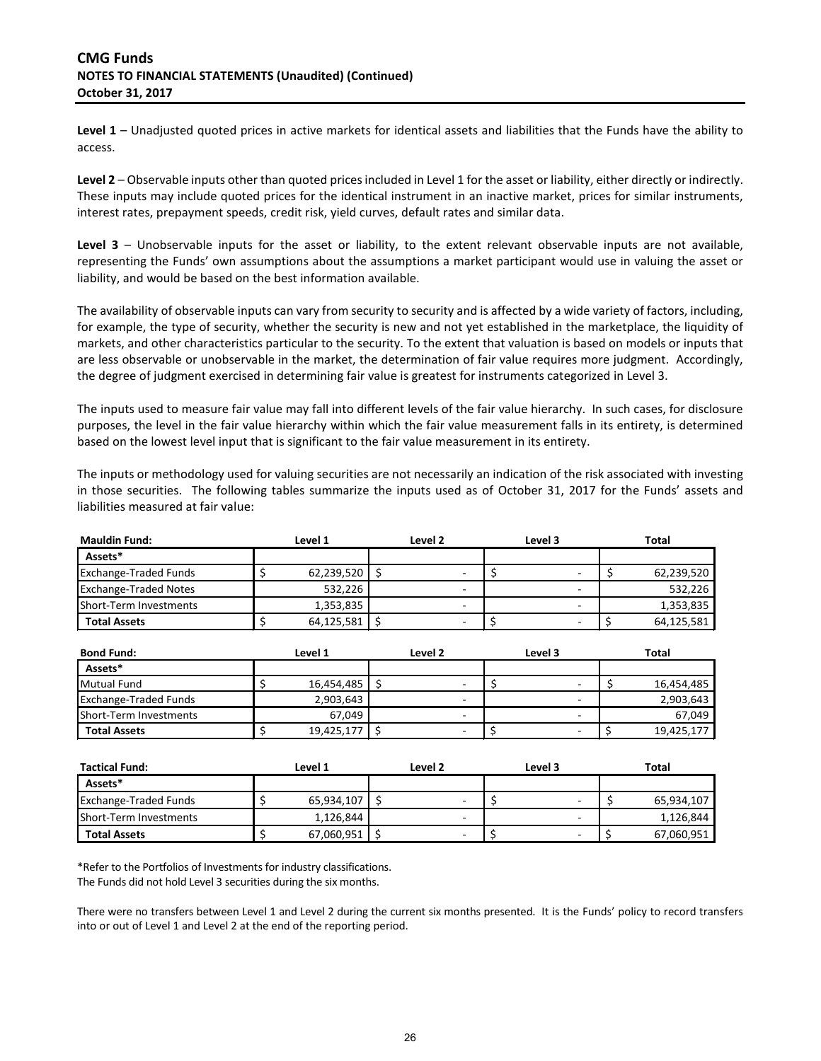**Level 1** – Unadjusted quoted prices in active markets for identical assets and liabilities that the Funds have the ability to access.

**Level 2** – Observable inputs other than quoted prices included in Level 1 for the asset or liability, either directly or indirectly. These inputs may include quoted prices for the identical instrument in an inactive market, prices for similar instruments, interest rates, prepayment speeds, credit risk, yield curves, default rates and similar data.

**Level 3** – Unobservable inputs for the asset or liability, to the extent relevant observable inputs are not available, representing the Funds' own assumptions about the assumptions a market participant would use in valuing the asset or liability, and would be based on the best information available.

The availability of observable inputs can vary from security to security and is affected by a wide variety of factors, including, for example, the type of security, whether the security is new and not yet established in the marketplace, the liquidity of markets, and other characteristics particular to the security. To the extent that valuation is based on models or inputs that are less observable or unobservable in the market, the determination of fair value requires more judgment. Accordingly, the degree of judgment exercised in determining fair value is greatest for instruments categorized in Level 3.

The inputs used to measure fair value may fall into different levels of the fair value hierarchy. In such cases, for disclosure purposes, the level in the fair value hierarchy within which the fair value measurement falls in its entirety, is determined based on the lowest level input that is significant to the fair value measurement in its entirety.

The inputs or methodology used for valuing securities are not necessarily an indication of the risk associated with investing in those securities. The following tables summarize the inputs used as of October 31, 2017 for the Funds' assets and liabilities measured at fair value:

| **Mauldin Fund:** | **Level 1** | **Level 2** | **Level 3** | **Total** |
|---|---|---|---|---|
| **Assets*** | | | | |
| Exchange-Traded Funds | $ 62,239,520 | $ - | $ - | $ 62,239,520 |
| Exchange-Traded Notes | 532,226 | - | - | 532,226 |
| Short-Term Investments | 1,353,835 | - | - | 1,353,835 |
| **Total Assets** | $ 64,125,581 | $ - | $ - | $ 64,125,581 |

| **Bond Fund:** | **Level 1** | **Level 2** | **Level 3** | **Total** |
|---|---|---|---|---|
| **Assets*** | | | | |
| Mutual Fund | $ 16,454,485 | $ - | $ - | $ 16,454,485 |
| Exchange-Traded Funds | 2,903,643 | - | - | 2,903,643 |
| Short-Term Investments | 67,049 | - | - | 67,049 |
| **Total Assets** | $ 19,425,177 | $ - | $ - | $ 19,425,177 |

| **Tactical Fund:** | **Level 1** | **Level 2** | **Level 3** | **Total** |
|---|---|---|---|---|
| **Assets*** | | | | |
| Exchange-Traded Funds | $ 65,934,107 | $ - | $ - | $ 65,934,107 |
| Short-Term Investments | 1,126,844 | - | - | 1,126,844 |
| **Total Assets** | $ 67,060,951 | $ - | $ - | $ 67,060,951 |

*Refer to the Portfolios of Investments for industry classifications.
The Funds did not hold Level 3 securities during the six months.

There were no transfers between Level 1 and Level 2 during the current six months presented. It is the Funds' policy to record transfers into or out of Level 1 and Level 2 at the end of the reporting period.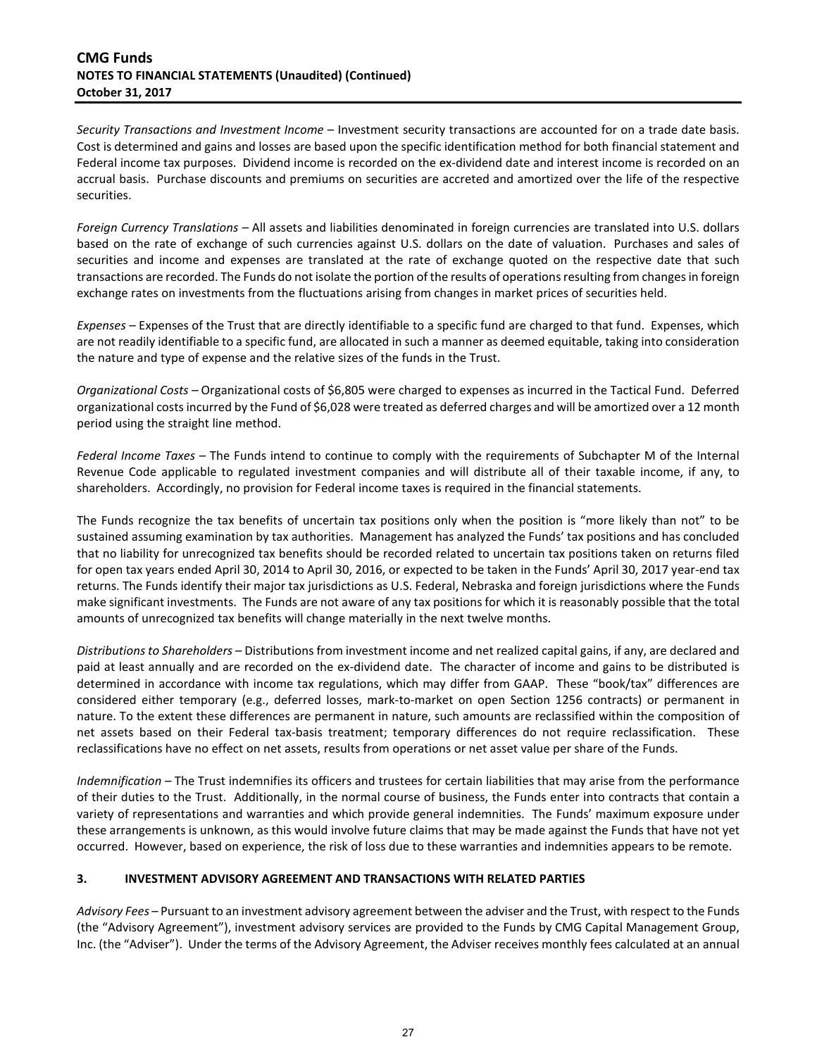*Security Transactions and Investment Income* – Investment security transactions are accounted for on a trade date basis. Cost is determined and gains and losses are based upon the specific identification method for both financial statement and Federal income tax purposes. Dividend income is recorded on the ex-dividend date and interest income is recorded on an accrual basis. Purchase discounts and premiums on securities are accreted and amortized over the life of the respective securities.

*Foreign Currency Translations* – All assets and liabilities denominated in foreign currencies are translated into U.S. dollars based on the rate of exchange of such currencies against U.S. dollars on the date of valuation. Purchases and sales of securities and income and expenses are translated at the rate of exchange quoted on the respective date that such transactions are recorded. The Funds do not isolate the portion of the results of operations resulting from changes in foreign exchange rates on investments from the fluctuations arising from changes in market prices of securities held.

*Expenses* – Expenses of the Trust that are directly identifiable to a specific fund are charged to that fund. Expenses, which are not readily identifiable to a specific fund, are allocated in such a manner as deemed equitable, taking into consideration the nature and type of expense and the relative sizes of the funds in the Trust.

*Organizational Costs* – Organizational costs of $6,805 were charged to expenses as incurred in the Tactical Fund. Deferred organizational costs incurred by the Fund of $6,028 were treated as deferred charges and will be amortized over a 12 month period using the straight line method.

*Federal Income Taxes* – The Funds intend to continue to comply with the requirements of Subchapter M of the Internal Revenue Code applicable to regulated investment companies and will distribute all of their taxable income, if any, to shareholders. Accordingly, no provision for Federal income taxes is required in the financial statements.

The Funds recognize the tax benefits of uncertain tax positions only when the position is "more likely than not" to be sustained assuming examination by tax authorities. Management has analyzed the Funds' tax positions and has concluded that no liability for unrecognized tax benefits should be recorded related to uncertain tax positions taken on returns filed for open tax years ended April 30, 2014 to April 30, 2016, or expected to be taken in the Funds' April 30, 2017 year-end tax returns. The Funds identify their major tax jurisdictions as U.S. Federal, Nebraska and foreign jurisdictions where the Funds make significant investments. The Funds are not aware of any tax positions for which it is reasonably possible that the total amounts of unrecognized tax benefits will change materially in the next twelve months.

*Distributions to Shareholders* – Distributions from investment income and net realized capital gains, if any, are declared and paid at least annually and are recorded on the ex-dividend date. The character of income and gains to be distributed is determined in accordance with income tax regulations, which may differ from GAAP. These "book/tax" differences are considered either temporary (e.g., deferred losses, mark-to-market on open Section 1256 contracts) or permanent in nature. To the extent these differences are permanent in nature, such amounts are reclassified within the composition of net assets based on their Federal tax-basis treatment; temporary differences do not require reclassification. These reclassifications have no effect on net assets, results from operations or net asset value per share of the Funds.

*Indemnification* – The Trust indemnifies its officers and trustees for certain liabilities that may arise from the performance of their duties to the Trust. Additionally, in the normal course of business, the Funds enter into contracts that contain a variety of representations and warranties and which provide general indemnities. The Funds' maximum exposure under these arrangements is unknown, as this would involve future claims that may be made against the Funds that have not yet occurred. However, based on experience, the risk of loss due to these warranties and indemnities appears to be remote.

## 3. INVESTMENT ADVISORY AGREEMENT AND TRANSACTIONS WITH RELATED PARTIES

*Advisory Fees* – Pursuant to an investment advisory agreement between the adviser and the Trust, with respect to the Funds (the "Advisory Agreement"), investment advisory services are provided to the Funds by CMG Capital Management Group, Inc. (the "Adviser"). Under the terms of the Advisory Agreement, the Adviser receives monthly fees calculated at an annual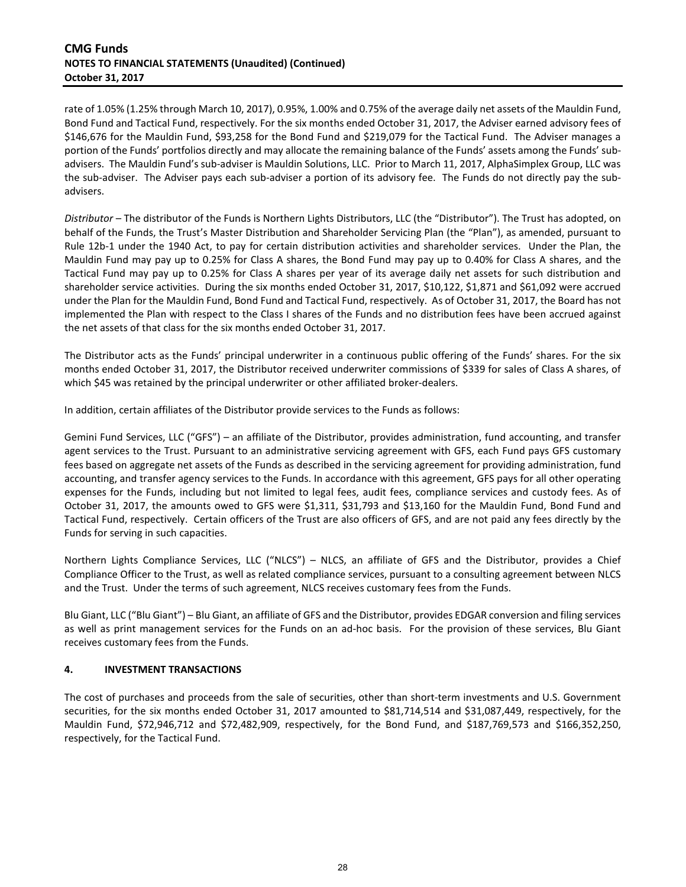rate of 1.05% (1.25% through March 10, 2017), 0.95%, 1.00% and 0.75% of the average daily net assets of the Mauldin Fund, Bond Fund and Tactical Fund, respectively. For the six months ended October 31, 2017, the Adviser earned advisory fees of $146,676 for the Mauldin Fund, $93,258 for the Bond Fund and $219,079 for the Tactical Fund. The Adviser manages a portion of the Funds' portfolios directly and may allocate the remaining balance of the Funds' assets among the Funds' sub-advisers. The Mauldin Fund's sub-adviser is Mauldin Solutions, LLC. Prior to March 11, 2017, AlphaSimplex Group, LLC was the sub-adviser. The Adviser pays each sub-adviser a portion of its advisory fee. The Funds do not directly pay the sub-advisers.

*Distributor* – The distributor of the Funds is Northern Lights Distributors, LLC (the "Distributor"). The Trust has adopted, on behalf of the Funds, the Trust's Master Distribution and Shareholder Servicing Plan (the "Plan"), as amended, pursuant to Rule 12b-1 under the 1940 Act, to pay for certain distribution activities and shareholder services. Under the Plan, the Mauldin Fund may pay up to 0.25% for Class A shares, the Bond Fund may pay up to 0.40% for Class A shares, and the Tactical Fund may pay up to 0.25% for Class A shares per year of its average daily net assets for such distribution and shareholder service activities. During the six months ended October 31, 2017, $10,122, $1,871 and $61,092 were accrued under the Plan for the Mauldin Fund, Bond Fund and Tactical Fund, respectively. As of October 31, 2017, the Board has not implemented the Plan with respect to the Class I shares of the Funds and no distribution fees have been accrued against the net assets of that class for the six months ended October 31, 2017.

The Distributor acts as the Funds' principal underwriter in a continuous public offering of the Funds' shares. For the six months ended October 31, 2017, the Distributor received underwriter commissions of $339 for sales of Class A shares, of which $45 was retained by the principal underwriter or other affiliated broker-dealers.

In addition, certain affiliates of the Distributor provide services to the Funds as follows:

Gemini Fund Services, LLC ("GFS") – an affiliate of the Distributor, provides administration, fund accounting, and transfer agent services to the Trust. Pursuant to an administrative servicing agreement with GFS, each Fund pays GFS customary fees based on aggregate net assets of the Funds as described in the servicing agreement for providing administration, fund accounting, and transfer agency services to the Funds. In accordance with this agreement, GFS pays for all other operating expenses for the Funds, including but not limited to legal fees, audit fees, compliance services and custody fees. As of October 31, 2017, the amounts owed to GFS were $1,311, $31,793 and $13,160 for the Mauldin Fund, Bond Fund and Tactical Fund, respectively. Certain officers of the Trust are also officers of GFS, and are not paid any fees directly by the Funds for serving in such capacities.

Northern Lights Compliance Services, LLC ("NLCS") – NLCS, an affiliate of GFS and the Distributor, provides a Chief Compliance Officer to the Trust, as well as related compliance services, pursuant to a consulting agreement between NLCS and the Trust. Under the terms of such agreement, NLCS receives customary fees from the Funds.

Blu Giant, LLC ("Blu Giant") – Blu Giant, an affiliate of GFS and the Distributor, provides EDGAR conversion and filing services as well as print management services for the Funds on an ad-hoc basis. For the provision of these services, Blu Giant receives customary fees from the Funds.

## 4. INVESTMENT TRANSACTIONS

The cost of purchases and proceeds from the sale of securities, other than short-term investments and U.S. Government securities, for the six months ended October 31, 2017 amounted to $81,714,514 and $31,087,449, respectively, for the Mauldin Fund, $72,946,712 and $72,482,909, respectively, for the Bond Fund, and $187,769,573 and $166,352,250, respectively, for the Tactical Fund.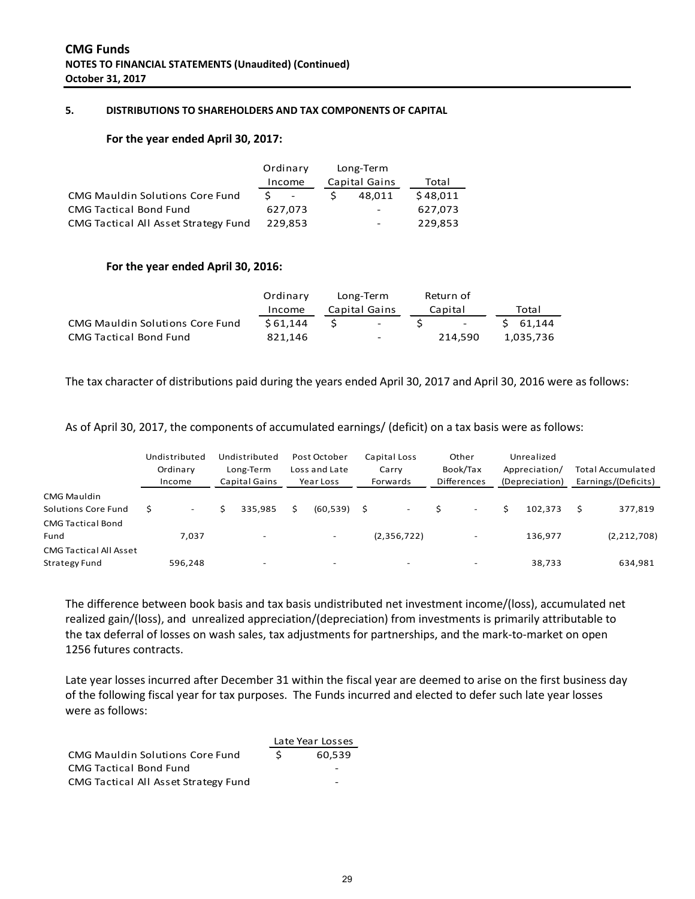**CMG Funds**
**NOTES TO FINANCIAL STATEMENTS (Unaudited) (Continued)**
**October 31, 2017**

**5. DISTRIBUTIONS TO SHAREHOLDERS AND TAX COMPONENTS OF CAPITAL**

**For the year ended April 30, 2017:**

| | Ordinary Income | Long-Term Capital Gains | Total |
|---|---|---|---|
| CMG Mauldin Solutions Core Fund | $ - | $ 48,011 | $ 48,011 |
| CMG Tactical Bond Fund | 627,073 | - | 627,073 |
| CMG Tactical All Asset Strategy Fund | 229,853 | - | 229,853 |

**For the year ended April 30, 2016:**

| | Ordinary Income | Long-Term Capital Gains | Return of Capital | Total |
|---|---|---|---|---|
| CMG Mauldin Solutions Core Fund | $ 61,144 | $ - | $ - | $ 61,144 |
| CMG Tactical Bond Fund | 821,146 | - | 214,590 | 1,035,736 |

The tax character of distributions paid during the years ended April 30, 2017 and April 30, 2016 were as follows:

As of April 30, 2017, the components of accumulated earnings/ (deficit) on a tax basis were as follows:

| | Undistributed Ordinary Income | Undistributed Long-Term Capital Gains | Post October Loss and Late Year Loss | Capital Loss Carry Forwards | Other Book/Tax Differences | Unrealized Appreciation/ (Depreciation) | Total Accumulated Earnings/(Deficits) |
|---|---|---|---|---|---|---|---|
| CMG Mauldin Solutions Core Fund | $ - | $ 335,985 | $ (60,539) | $ - | $ - | $ 102,373 | $ 377,819 |
| CMG Tactical Bond Fund | 7,037 | - | - | (2,356,722) | - | 136,977 | (2,212,708) |
| CMG Tactical All Asset Strategy Fund | 596,248 | - | - | - | - | 38,733 | 634,981 |

The difference between book basis and tax basis undistributed net investment income/(loss), accumulated net realized gain/(loss), and unrealized appreciation/(depreciation) from investments is primarily attributable to the tax deferral of losses on wash sales, tax adjustments for partnerships, and the mark-to-market on open 1256 futures contracts.

Late year losses incurred after December 31 within the fiscal year are deemed to arise on the first business day of the following fiscal year for tax purposes. The Funds incurred and elected to defer such late year losses were as follows:

| | Late Year Losses |
|---|---|
| CMG Mauldin Solutions Core Fund | $ 60,539 |
| CMG Tactical Bond Fund | - |
| CMG Tactical All Asset Strategy Fund | - |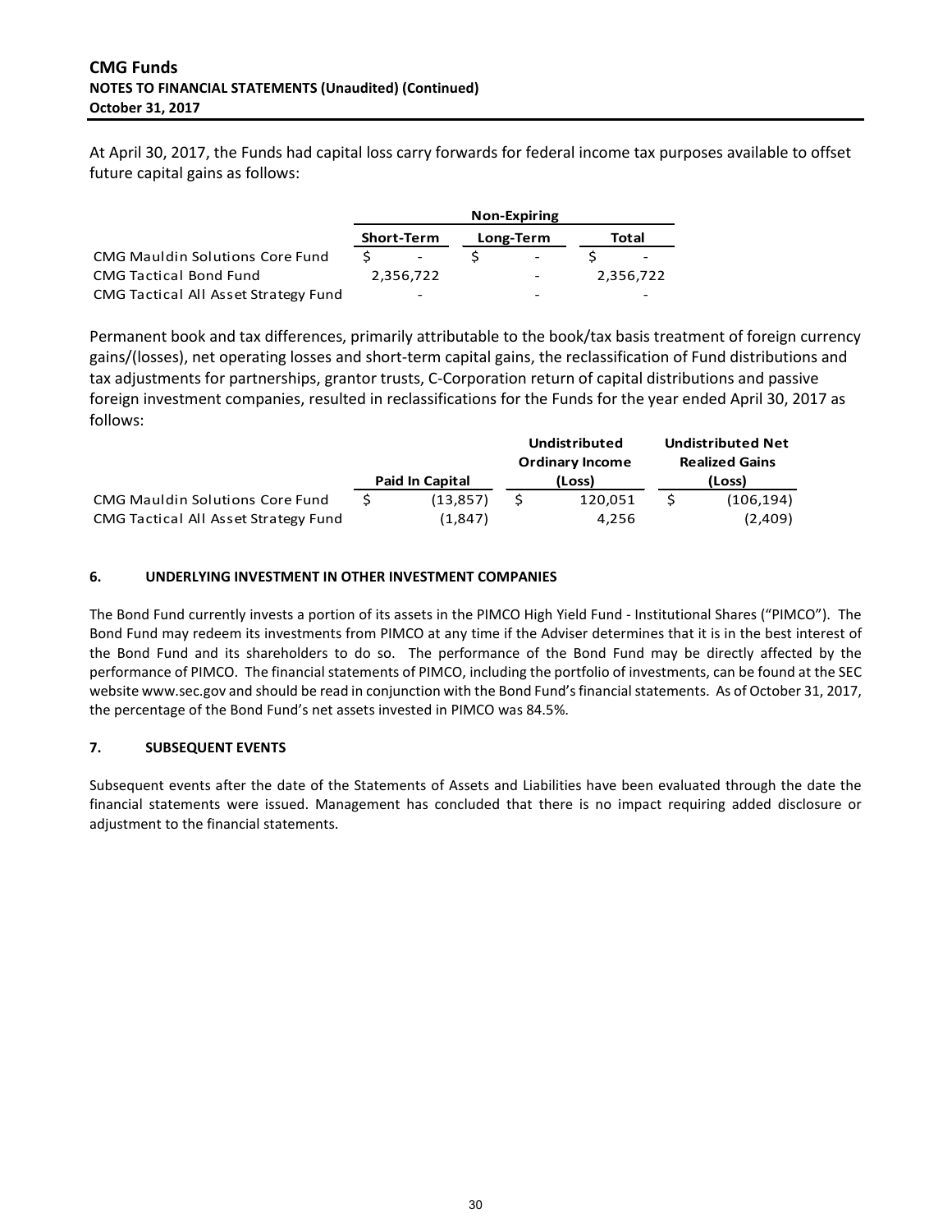At April 30, 2017, the Funds had capital loss carry forwards for federal income tax purposes available to offset future capital gains as follows:

| | Non-Expiring | | |
|---|---|---|---|
| | Short-Term | Long-Term | Total |
| CMG Mauldin Solutions Core Fund | $ - | $ - | $ - |
| CMG Tactical Bond Fund | 2,356,722 | - | 2,356,722 |
| CMG Tactical All Asset Strategy Fund | - | - | - |

Permanent book and tax differences, primarily attributable to the book/tax basis treatment of foreign currency gains/(losses), net operating losses and short-term capital gains, the reclassification of Fund distributions and tax adjustments for partnerships, grantor trusts, C-Corporation return of capital distributions and passive foreign investment companies, resulted in reclassifications for the Funds for the year ended April 30, 2017 as follows:

| | Paid In Capital | Undistributed Ordinary Income (Loss) | Undistributed Net Realized Gains (Loss) |
|---|---|---|---|
| CMG Mauldin Solutions Core Fund | $ (13,857) | $ 120,051 | $ (106,194) |
| CMG Tactical All Asset Strategy Fund | (1,847) | 4,256 | (2,409) |

## 6. UNDERLYING INVESTMENT IN OTHER INVESTMENT COMPANIES

The Bond Fund currently invests a portion of its assets in the PIMCO High Yield Fund - Institutional Shares ("PIMCO"). The Bond Fund may redeem its investments from PIMCO at any time if the Adviser determines that it is in the best interest of the Bond Fund and its shareholders to do so. The performance of the Bond Fund may be directly affected by the performance of PIMCO. The financial statements of PIMCO, including the portfolio of investments, can be found at the SEC website www.sec.gov and should be read in conjunction with the Bond Fund's financial statements. As of October 31, 2017, the percentage of the Bond Fund's net assets invested in PIMCO was 84.5%.

## 7. SUBSEQUENT EVENTS

Subsequent events after the date of the Statements of Assets and Liabilities have been evaluated through the date the financial statements were issued. Management has concluded that there is no impact requiring added disclosure or adjustment to the financial statements.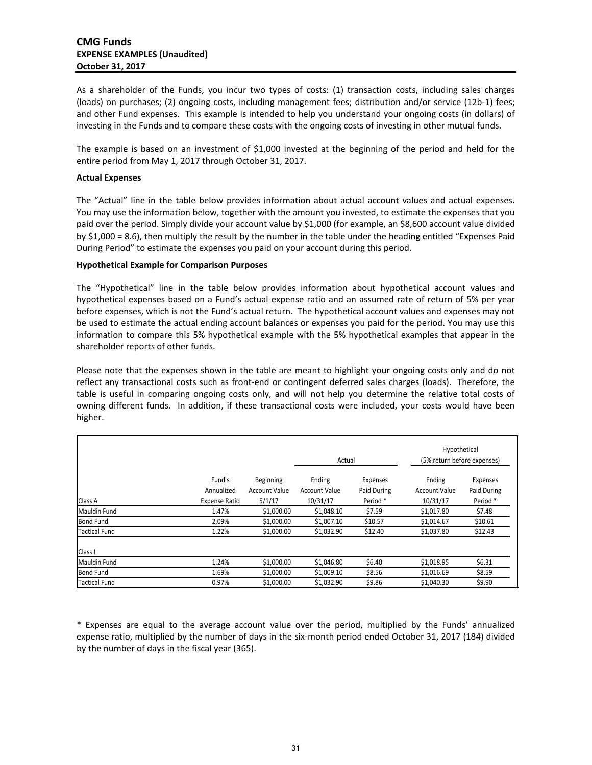## CMG Funds
**EXPENSE EXAMPLES (Unaudited)**
**October 31, 2017**

As a shareholder of the Funds, you incur two types of costs: (1) transaction costs, including sales charges (loads) on purchases; (2) ongoing costs, including management fees; distribution and/or service (12b-1) fees; and other Fund expenses. This example is intended to help you understand your ongoing costs (in dollars) of investing in the Funds and to compare these costs with the ongoing costs of investing in other mutual funds.

The example is based on an investment of $1,000 invested at the beginning of the period and held for the entire period from May 1, 2017 through October 31, 2017.

**Actual Expenses**

The "Actual" line in the table below provides information about actual account values and actual expenses. You may use the information below, together with the amount you invested, to estimate the expenses that you paid over the period. Simply divide your account value by $1,000 (for example, an $8,600 account value divided by $1,000 = 8.6), then multiply the result by the number in the table under the heading entitled "Expenses Paid During Period" to estimate the expenses you paid on your account during this period.

**Hypothetical Example for Comparison Purposes**

The "Hypothetical" line in the table below provides information about hypothetical account values and hypothetical expenses based on a Fund's actual expense ratio and an assumed rate of return of 5% per year before expenses, which is not the Fund's actual return. The hypothetical account values and expenses may not be used to estimate the actual ending account balances or expenses you paid for the period. You may use this information to compare this 5% hypothetical example with the 5% hypothetical examples that appear in the shareholder reports of other funds.

Please note that the expenses shown in the table are meant to highlight your ongoing costs only and do not reflect any transactional costs such as front-end or contingent deferred sales charges (loads). Therefore, the table is useful in comparing ongoing costs only, and will not help you determine the relative total costs of owning different funds. In addition, if these transactional costs were included, your costs would have been higher.

| | | | Actual | | Hypothetical (5% return before expenses) | |
|---|---|---|---|---|---|---|
| Class A | Fund's Annualized Expense Ratio | Beginning Account Value 5/1/17 | Ending Account Value 10/31/17 | Expenses Paid During Period * | Ending Account Value 10/31/17 | Expenses Paid During Period * |
| Mauldin Fund | 1.47% | $1,000.00 | $1,048.10 | $7.59 | $1,017.80 | $7.48 |
| Bond Fund | 2.09% | $1,000.00 | $1,007.10 | $10.57 | $1,014.67 | $10.61 |
| Tactical Fund | 1.22% | $1,000.00 | $1,032.90 | $12.40 | $1,037.80 | $12.43 |
| | | | | | | |
| Class I | | | | | | |
| Mauldin Fund | 1.24% | $1,000.00 | $1,046.80 | $6.40 | $1,018.95 | $6.31 |
| Bond Fund | 1.69% | $1,000.00 | $1,009.10 | $8.56 | $1,016.69 | $8.59 |
| Tactical Fund | 0.97% | $1,000.00 | $1,032.90 | $9.86 | $1,040.30 | $9.90 |

* Expenses are equal to the average account value over the period, multiplied by the Funds' annualized expense ratio, multiplied by the number of days in the six-month period ended October 31, 2017 (184) divided by the number of days in the fiscal year (365).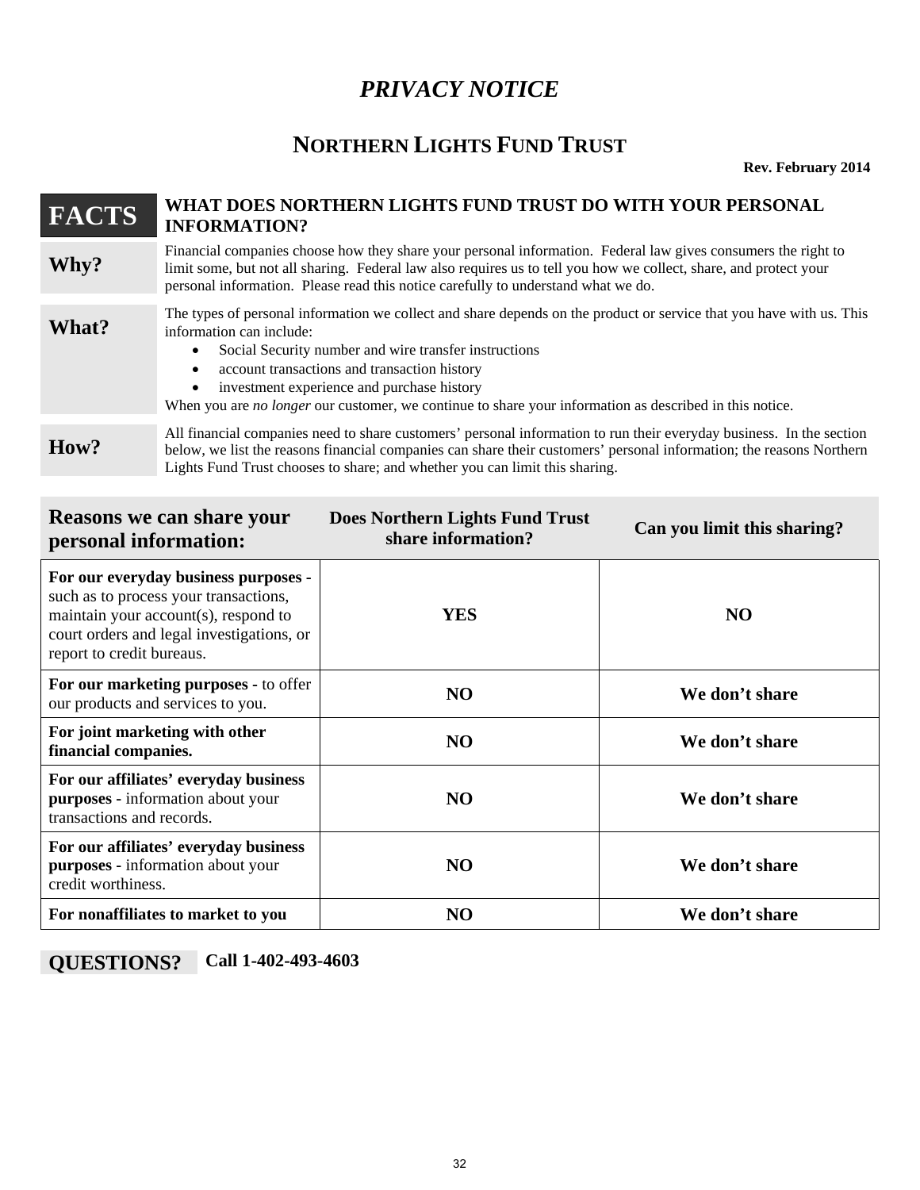# *PRIVACY NOTICE*

## NORTHERN LIGHTS FUND TRUST

**Rev. February 2014**

| **FACTS** | **WHAT DOES NORTHERN LIGHTS FUND TRUST DO WITH YOUR PERSONAL INFORMATION?** |
|---|---|
| **Why?** | Financial companies choose how they share your personal information. Federal law gives consumers the right to limit some, but not all sharing. Federal law also requires us to tell you how we collect, share, and protect your personal information. Please read this notice carefully to understand what we do. |
| **What?** | The types of personal information we collect and share depends on the product or service that you have with us. This information can include:<br>• Social Security number and wire transfer instructions<br>• account transactions and transaction history<br>• investment experience and purchase history<br>When you are *no longer* our customer, we continue to share your information as described in this notice. |
| **How?** | All financial companies need to share customers' personal information to run their everyday business. In the section below, we list the reasons financial companies can share their customers' personal information; the reasons Northern Lights Fund Trust chooses to share; and whether you can limit this sharing. |

| **Reasons we can share your personal information:** | **Does Northern Lights Fund Trust share information?** | **Can you limit this sharing?** |
|---|---|---|
| **For our everyday business purposes -** such as to process your transactions, maintain your account(s), respond to court orders and legal investigations, or report to credit bureaus. | **YES** | **NO** |
| **For our marketing purposes -** to offer our products and services to you. | **NO** | **We don't share** |
| **For joint marketing with other financial companies.** | **NO** | **We don't share** |
| **For our affiliates' everyday business purposes -** information about your transactions and records. | **NO** | **We don't share** |
| **For our affiliates' everyday business purposes -** information about your credit worthiness. | **NO** | **We don't share** |
| **For nonaffiliates to market to you** | **NO** | **We don't share** |

**QUESTIONS?** **Call 1-402-493-4603**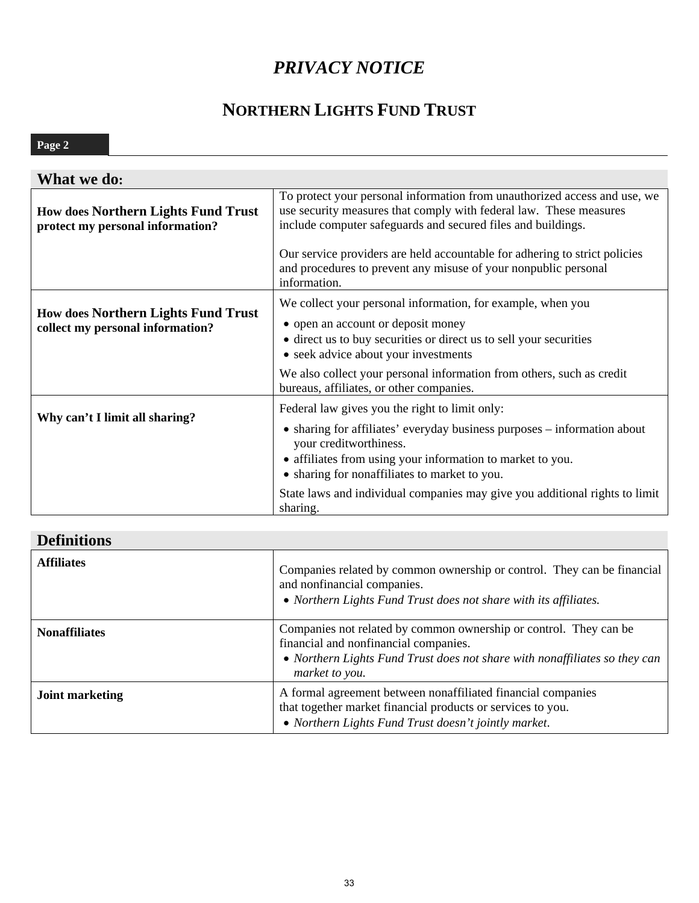# *PRIVACY NOTICE*

## NORTHERN LIGHTS FUND TRUST

**Page 2**

| **What we do:** | |
|---|---|
| **How does Northern Lights Fund Trust protect my personal information?** | To protect your personal information from unauthorized access and use, we use security measures that comply with federal law. These measures include computer safeguards and secured files and buildings.<br><br>Our service providers are held accountable for adhering to strict policies and procedures to prevent any misuse of your nonpublic personal information. |
| **How does Northern Lights Fund Trust collect my personal information?** | We collect your personal information, for example, when you<br>• open an account or deposit money<br>• direct us to buy securities or direct us to sell your securities<br>• seek advice about your investments<br><br>We also collect your personal information from others, such as credit bureaus, affiliates, or other companies. |
| **Why can't I limit all sharing?** | Federal law gives you the right to limit only:<br>• sharing for affiliates' everyday business purposes – information about your creditworthiness.<br>• affiliates from using your information to market to you.<br>• sharing for nonaffiliates to market to you.<br><br>State laws and individual companies may give you additional rights to limit sharing. |

| **Definitions** | |
|---|---|
| **Affiliates** | Companies related by common ownership or control. They can be financial and nonfinancial companies.<br>• *Northern Lights Fund Trust does not share with its affiliates.* |
| **Nonaffiliates** | Companies not related by common ownership or control. They can be financial and nonfinancial companies.<br>• *Northern Lights Fund Trust does not share with nonaffiliates so they can market to you.* |
| **Joint marketing** | A formal agreement between nonaffiliated financial companies that together market financial products or services to you.<br>• *Northern Lights Fund Trust doesn't jointly market.* |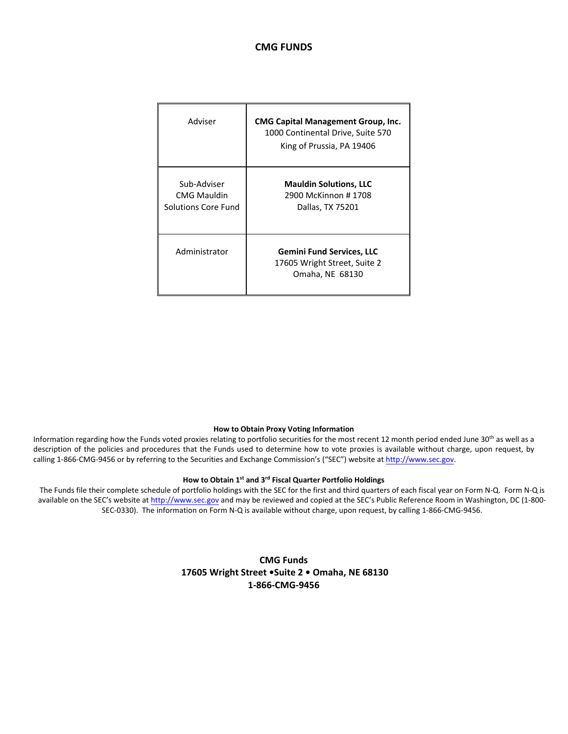# CMG FUNDS

| | |
|---|---|
| Adviser | **CMG Capital Management Group, Inc.** 1000 Continental Drive, Suite 570 King of Prussia, PA 19406 |
| Sub-Adviser CMG Mauldin Solutions Core Fund | **Mauldin Solutions, LLC** 2900 McKinnon # 1708 Dallas, TX 75201 |
| Administrator | **Gemini Fund Services, LLC** 17605 Wright Street, Suite 2 Omaha, NE 68130 |

**How to Obtain Proxy Voting Information**

Information regarding how the Funds voted proxies relating to portfolio securities for the most recent 12 month period ended June 30th as well as a description of the policies and procedures that the Funds used to determine how to vote proxies is available without charge, upon request, by calling 1-866-CMG-9456 or by referring to the Securities and Exchange Commission's ("SEC") website at http://www.sec.gov.

**How to Obtain 1st and 3rd Fiscal Quarter Portfolio Holdings**

The Funds file their complete schedule of portfolio holdings with the SEC for the first and third quarters of each fiscal year on Form N-Q. Form N-Q is available on the SEC's website at http://www.sec.gov and may be reviewed and copied at the SEC's Public Reference Room in Washington, DC (1-800-SEC-0330). The information on Form N-Q is available without charge, upon request, by calling 1-866-CMG-9456.

**CMG Funds**
**17605 Wright Street •Suite 2 • Omaha, NE 68130**
**1-866-CMG-9456**